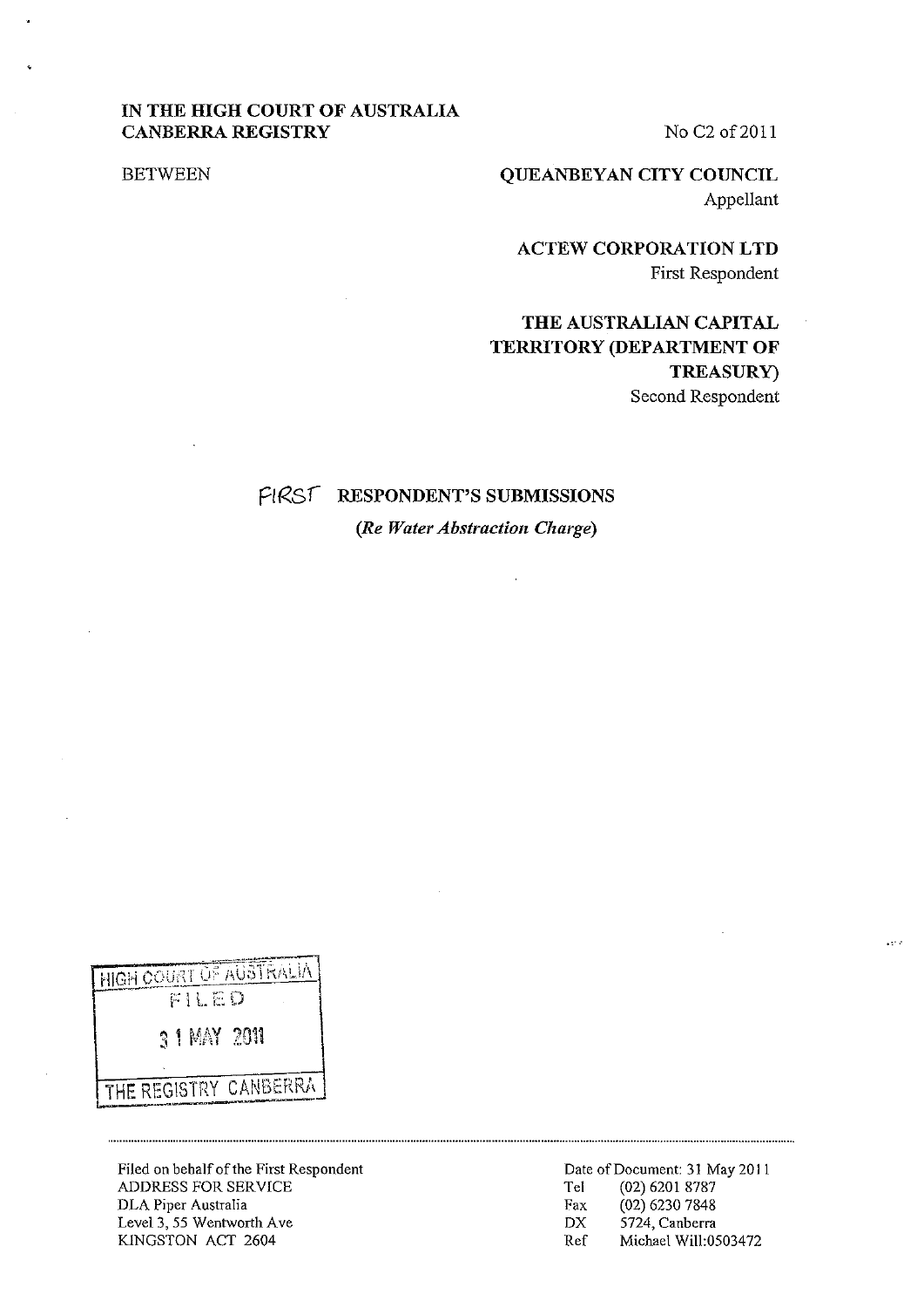**IN THE HIGH COURT OF AUSTRALIA**
**CANBERRA REGISTRY**

No C2 of 2011

BETWEEN

**QUEANBEYAN CITY COUNCIL**
Appellant

**ACTEW CORPORATION LTD**
First Respondent

**THE AUSTRALIAN CAPITAL TERRITORY (DEPARTMENT OF TREASURY)**
Second Respondent

# FIRST RESPONDENT'S SUBMISSIONS

***(Re Water Abstraction Charge)***

HIGH COURT OF AUSTRALIA
FILED
31 MAY 2011
THE REGISTRY CANBERRA

---

Filed on behalf of the First Respondent
ADDRESS FOR SERVICE
DLA Piper Australia
Level 3, 55 Wentworth Ave
KINGSTON ACT 2604

Date of Document: 31 May 2011
Tel (02) 6201 8787
Fax (02) 6230 7848
DX 5724, Canberra
Ref Michael Will:0503472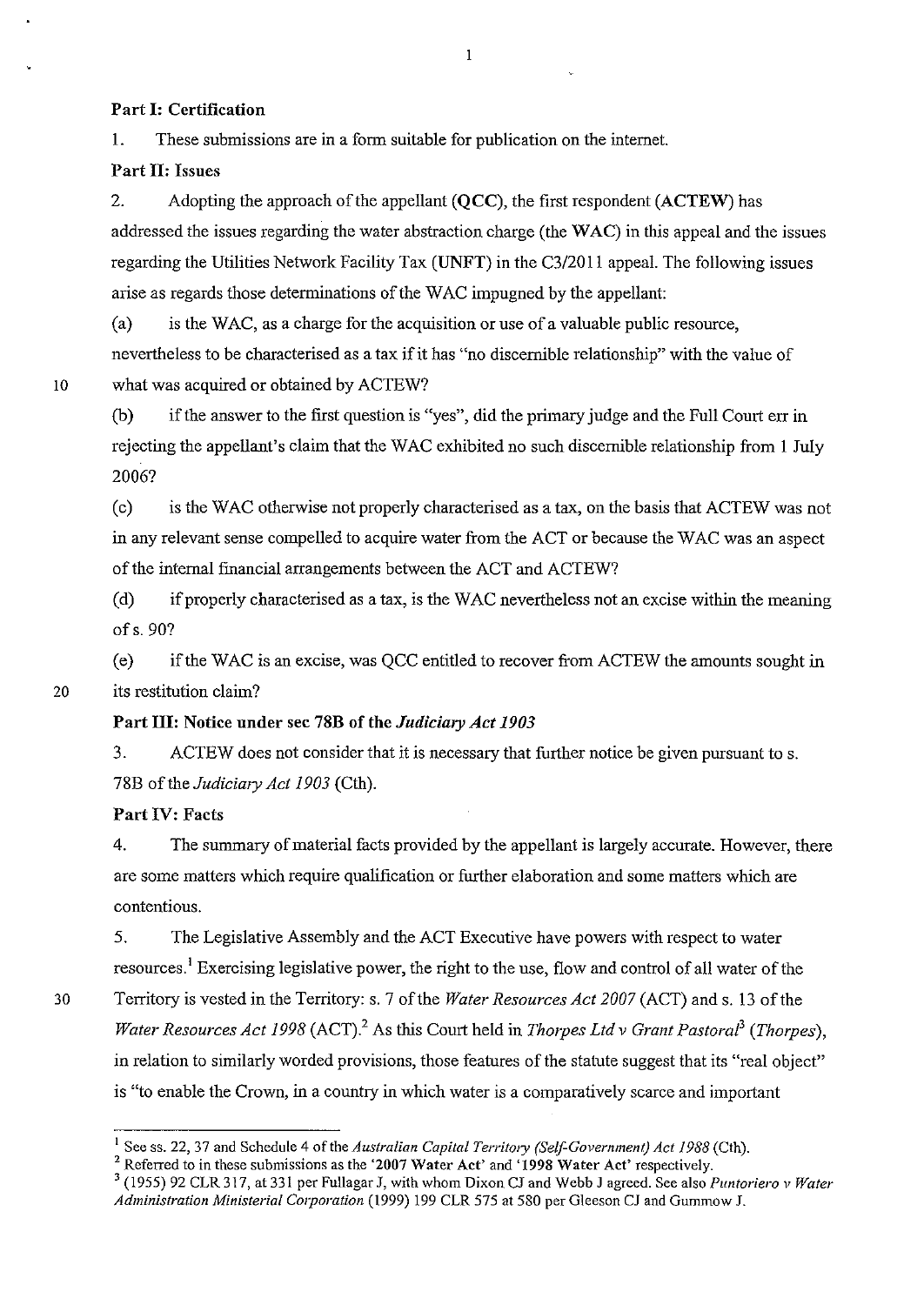**Part I: Certification**

1. These submissions are in a form suitable for publication on the internet.

**Part II: Issues**

2. Adopting the approach of the appellant (**QCC**), the first respondent (**ACTEW**) has addressed the issues regarding the water abstraction charge (the **WAC**) in this appeal and the issues regarding the Utilities Network Facility Tax (**UNFT**) in the C3/2011 appeal. The following issues arise as regards those determinations of the WAC impugned by the appellant:

(a) is the WAC, as a charge for the acquisition or use of a valuable public resource, nevertheless to be characterised as a tax if it has "no discernible relationship" with the value of what was acquired or obtained by ACTEW?

(b) if the answer to the first question is "yes", did the primary judge and the Full Court err in rejecting the appellant's claim that the WAC exhibited no such discernible relationship from 1 July 2006?

(c) is the WAC otherwise not properly characterised as a tax, on the basis that ACTEW was not in any relevant sense compelled to acquire water from the ACT or because the WAC was an aspect of the internal financial arrangements between the ACT and ACTEW?

(d) if properly characterised as a tax, is the WAC nevertheless not an excise within the meaning of s. 90?

(e) if the WAC is an excise, was QCC entitled to recover from ACTEW the amounts sought in its restitution claim?

**Part III: Notice under sec 78B of the *Judiciary Act 1903***

3. ACTEW does not consider that it is necessary that further notice be given pursuant to s. 78B of the *Judiciary Act 1903* (Cth).

**Part IV: Facts**

4. The summary of material facts provided by the appellant is largely accurate. However, there are some matters which require qualification or further elaboration and some matters which are contentious.

5. The Legislative Assembly and the ACT Executive have powers with respect to water resources.[1] Exercising legislative power, the right to the use, flow and control of all water of the Territory is vested in the Territory: s. 7 of the *Water Resources Act 2007* (ACT) and s. 13 of the *Water Resources Act 1998* (ACT).[2] As this Court held in *Thorpes Ltd v Grant Pastoral*[3] (*Thorpes*), in relation to similarly worded provisions, those features of the statute suggest that its "real object" is "to enable the Crown, in a country in which water is a comparatively scarce and important

---

[1] See ss. 22, 37 and Schedule 4 of the *Australian Capital Territory (Self-Government) Act 1988* (Cth).

[2] Referred to in these submissions as the '**2007 Water Act**' and '**1998 Water Act**' respectively.

[3] (1955) 92 CLR 317, at 331 per Fullagar J, with whom Dixon CJ and Webb J agreed. See also *Puntoriero v Water Administration Ministerial Corporation* (1999) 199 CLR 575 at 580 per Gleeson CJ and Gummow J.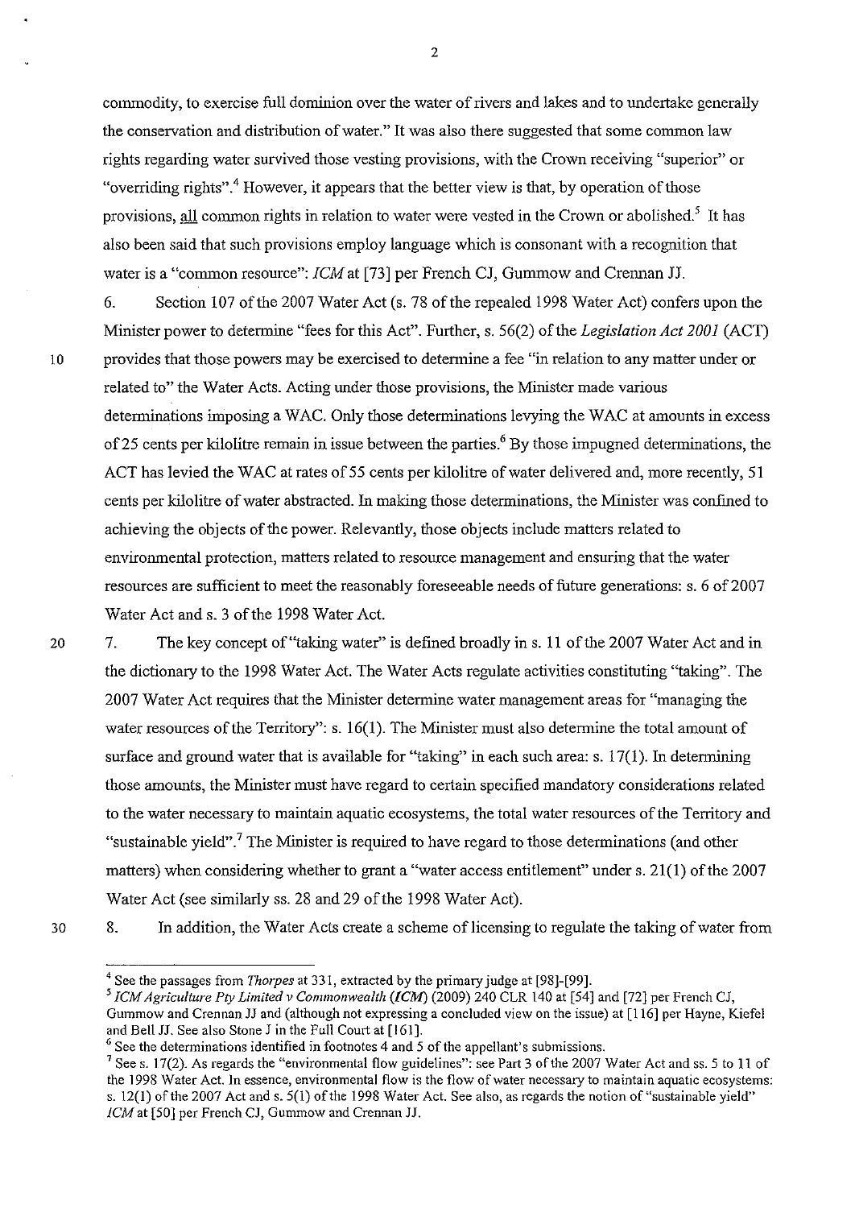commodity, to exercise full dominion over the water of rivers and lakes and to undertake generally the conservation and distribution of water." It was also there suggested that some common law rights regarding water survived those vesting provisions, with the Crown receiving "superior" or "overriding rights".[4] However, it appears that the better view is that, by operation of those provisions, all common rights in relation to water were vested in the Crown or abolished.[5] It has also been said that such provisions employ language which is consonant with a recognition that water is a "common resource": *ICM* at [73] per French CJ, Gummow and Crennan JJ.

6. Section 107 of the 2007 Water Act (s. 78 of the repealed 1998 Water Act) confers upon the Minister power to determine "fees for this Act". Further, s. 56(2) of the *Legislation Act 2001* (ACT) provides that those powers may be exercised to determine a fee "in relation to any matter under or related to" the Water Acts. Acting under those provisions, the Minister made various determinations imposing a WAC. Only those determinations levying the WAC at amounts in excess of 25 cents per kilolitre remain in issue between the parties.[6] By those impugned determinations, the ACT has levied the WAC at rates of 55 cents per kilolitre of water delivered and, more recently, 51 cents per kilolitre of water abstracted. In making those determinations, the Minister was confined to achieving the objects of the power. Relevantly, those objects include matters related to environmental protection, matters related to resource management and ensuring that the water resources are sufficient to meet the reasonably foreseeable needs of future generations: s. 6 of 2007 Water Act and s. 3 of the 1998 Water Act.

7. The key concept of "taking water" is defined broadly in s. 11 of the 2007 Water Act and in the dictionary to the 1998 Water Act. The Water Acts regulate activities constituting "taking". The 2007 Water Act requires that the Minister determine water management areas for "managing the water resources of the Territory": s. 16(1). The Minister must also determine the total amount of surface and ground water that is available for "taking" in each such area: s. 17(1). In determining those amounts, the Minister must have regard to certain specified mandatory considerations related to the water necessary to maintain aquatic ecosystems, the total water resources of the Territory and "sustainable yield".[7] The Minister is required to have regard to those determinations (and other matters) when considering whether to grant a "water access entitlement" under s. 21(1) of the 2007 Water Act (see similarly ss. 28 and 29 of the 1998 Water Act).

8. In addition, the Water Acts create a scheme of licensing to regulate the taking of water from

---

[4] See the passages from *Thorpes* at 331, extracted by the primary judge at [98]-[99].

[5] *ICM Agriculture Pty Limited v Commonwealth (ICM)* (2009) 240 CLR 140 at [54] and [72] per French CJ, Gummow and Crennan JJ and (although not expressing a concluded view on the issue) at [116] per Hayne, Kiefel and Bell JJ. See also Stone J in the Full Court at [161].

[6] See the determinations identified in footnotes 4 and 5 of the appellant's submissions.

[7] See s. 17(2). As regards the "environmental flow guidelines": see Part 3 of the 2007 Water Act and ss. 5 to 11 of the 1998 Water Act. In essence, environmental flow is the flow of water necessary to maintain aquatic ecosystems: s. 12(1) of the 2007 Act and s. 5(1) of the 1998 Water Act. See also, as regards the notion of "sustainable yield" *ICM* at [50] per French CJ, Gummow and Crennan JJ.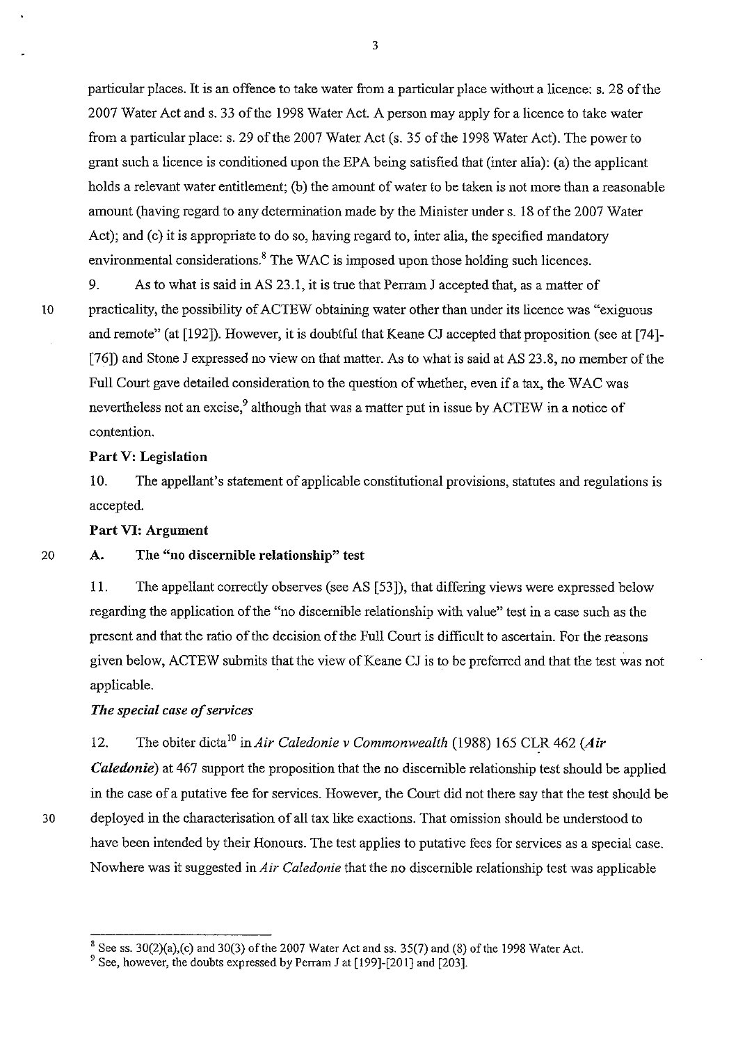particular places. It is an offence to take water from a particular place without a licence: s. 28 of the 2007 Water Act and s. 33 of the 1998 Water Act. A person may apply for a licence to take water from a particular place: s. 29 of the 2007 Water Act (s. 35 of the 1998 Water Act). The power to grant such a licence is conditioned upon the EPA being satisfied that (inter alia): (a) the applicant holds a relevant water entitlement; (b) the amount of water to be taken is not more than a reasonable amount (having regard to any determination made by the Minister under s. 18 of the 2007 Water Act); and (c) it is appropriate to do so, having regard to, inter alia, the specified mandatory environmental considerations.[8] The WAC is imposed upon those holding such licences.

9. As to what is said in AS 23.1, it is true that Perram J accepted that, as a matter of practicality, the possibility of ACTEW obtaining water other than under its licence was "exiguous and remote" (at [192]). However, it is doubtful that Keane CJ accepted that proposition (see at [74]-[76]) and Stone J expressed no view on that matter. As to what is said at AS 23.8, no member of the Full Court gave detailed consideration to the question of whether, even if a tax, the WAC was nevertheless not an excise,[9] although that was a matter put in issue by ACTEW in a notice of contention.

**Part V: Legislation**

10. The appellant's statement of applicable constitutional provisions, statutes and regulations is accepted.

**Part VI: Argument**

**A. The "no discernible relationship" test**

11. The appellant correctly observes (see AS [53]), that differing views were expressed below regarding the application of the "no discernible relationship with value" test in a case such as the present and that the ratio of the decision of the Full Court is difficult to ascertain. For the reasons given below, ACTEW submits that the view of Keane CJ is to be preferred and that the test was not applicable.

***The special case of services***

12. The obiter dicta[10] in *Air Caledonie v Commonwealth* (1988) 165 CLR 462 (***Air Caledonie***) at 467 support the proposition that the no discernible relationship test should be applied in the case of a putative fee for services. However, the Court did not there say that the test should be deployed in the characterisation of all tax like exactions. That omission should be understood to have been intended by their Honours. The test applies to putative fees for services as a special case. Nowhere was it suggested in *Air Caledonie* that the no discernible relationship test was applicable

---

[8] See ss. 30(2)(a),(c) and 30(3) of the 2007 Water Act and ss. 35(7) and (8) of the 1998 Water Act.

[9] See, however, the doubts expressed by Perram J at [199]-[201] and [203].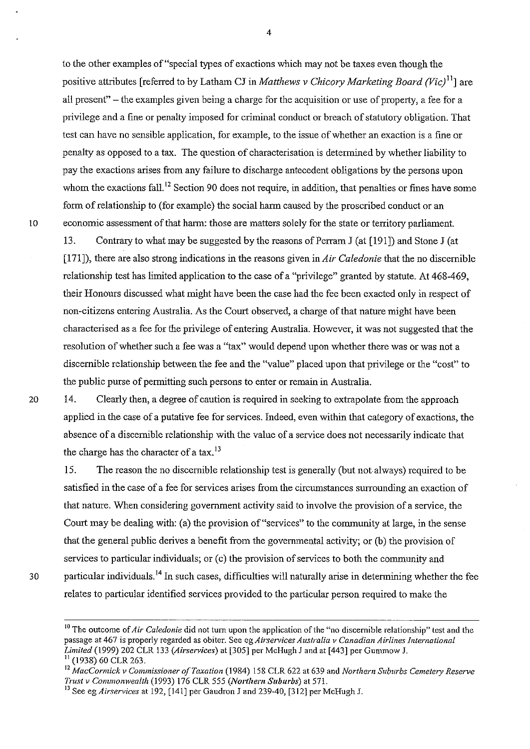to the other examples of "special types of exactions which may not be taxes even though the positive attributes [referred to by Latham CJ in *Matthews v Chicory Marketing Board (Vic)*[11]] are all present" – the examples given being a charge for the acquisition or use of property, a fee for a privilege and a fine or penalty imposed for criminal conduct or breach of statutory obligation. That test can have no sensible application, for example, to the issue of whether an exaction is a fine or penalty as opposed to a tax. The question of characterisation is determined by whether liability to pay the exactions arises from any failure to discharge antecedent obligations by the persons upon whom the exactions fall.[12] Section 90 does not require, in addition, that penalties or fines have some form of relationship to (for example) the social harm caused by the proscribed conduct or an economic assessment of that harm: those are matters solely for the state or territory parliament.

13. Contrary to what may be suggested by the reasons of Perram J (at [191]) and Stone J (at [171]), there are also strong indications in the reasons given in *Air Caledonie* that the no discernible relationship test has limited application to the case of a "privilege" granted by statute. At 468-469, their Honours discussed what might have been the case had the fee been exacted only in respect of non-citizens entering Australia. As the Court observed, a charge of that nature might have been characterised as a fee for the privilege of entering Australia. However, it was not suggested that the resolution of whether such a fee was a "tax" would depend upon whether there was or was not a discernible relationship between the fee and the "value" placed upon that privilege or the "cost" to the public purse of permitting such persons to enter or remain in Australia.

14. Clearly then, a degree of caution is required in seeking to extrapolate from the approach applied in the case of a putative fee for services. Indeed, even within that category of exactions, the absence of a discernible relationship with the value of a service does not necessarily indicate that the charge has the character of a tax.[13]

15. The reason the no discernible relationship test is generally (but not always) required to be satisfied in the case of a fee for services arises from the circumstances surrounding an exaction of that nature. When considering government activity said to involve the provision of a service, the Court may be dealing with: (a) the provision of "services" to the community at large, in the sense that the general public derives a benefit from the governmental activity; or (b) the provision of services to particular individuals; or (c) the provision of services to both the community and particular individuals.[14] In such cases, difficulties will naturally arise in determining whether the fee relates to particular identified services provided to the particular person required to make the

---

[10] The outcome of *Air Caledonie* did not turn upon the application of the "no discernible relationship" test and the passage at 467 is properly regarded as obiter. See eg *Airservices Australia v Canadian Airlines International Limited* (1999) 202 CLR 133 (*Airservices*) at [305] per McHugh J and at [443] per Gummow J.

[11] (1938) 60 CLR 263.

[12] *MacCormick v Commissioner of Taxation* (1984) 158 CLR 622 at 639 and *Northern Suburbs Cemetery Reserve Trust v Commonwealth* (1993) 176 CLR 555 (*Northern Suburbs*) at 571.

[13] See eg *Airservices* at 192, [141] per Gaudron J and 239-40, [312] per McHugh J.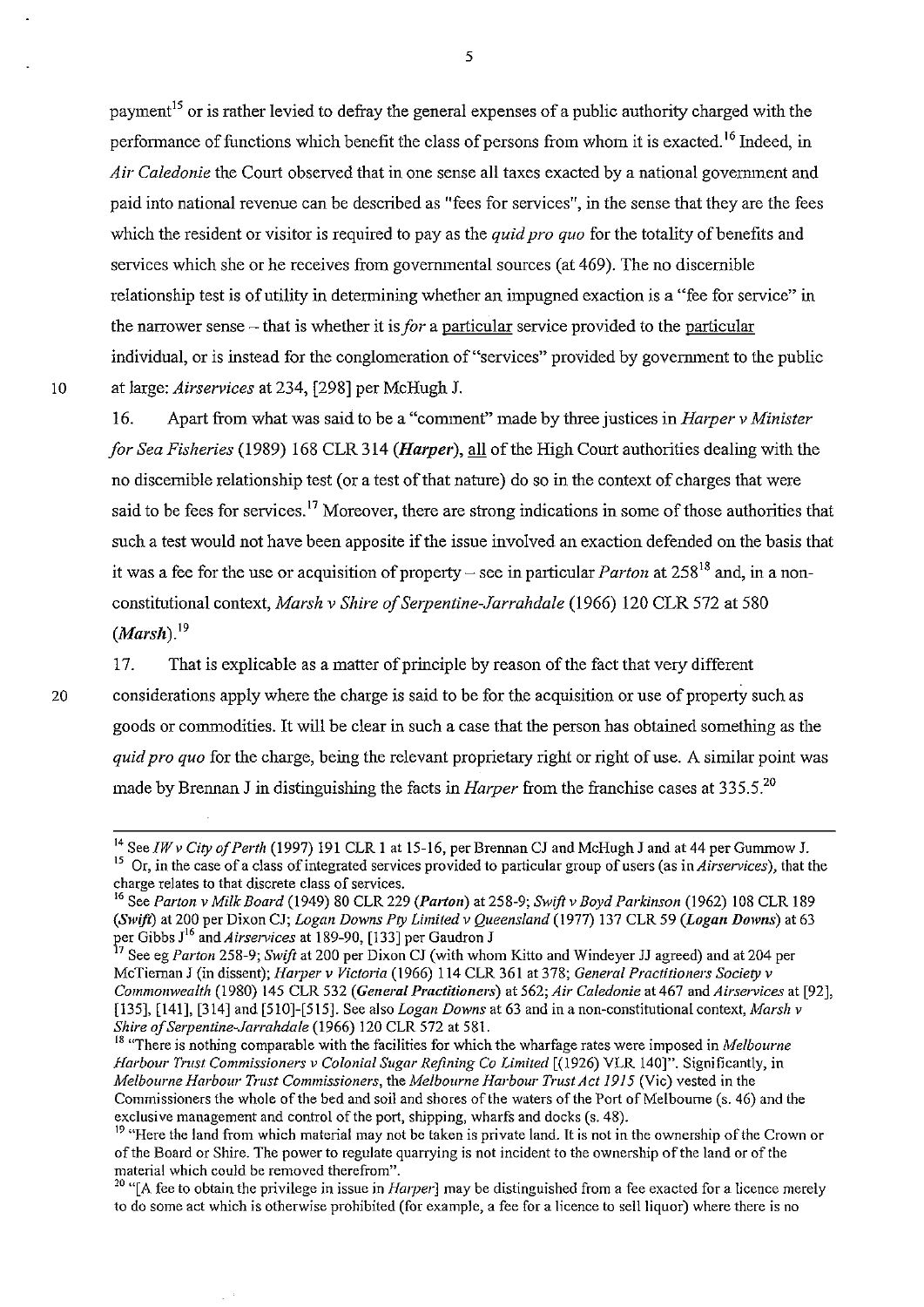payment[15] or is rather levied to defray the general expenses of a public authority charged with the performance of functions which benefit the class of persons from whom it is exacted.[16] Indeed, in *Air Caledonie* the Court observed that in one sense all taxes exacted by a national government and paid into national revenue can be described as "fees for services", in the sense that they are the fees which the resident or visitor is required to pay as the *quid pro quo* for the totality of benefits and services which she or he receives from governmental sources (at 469). The no discernible relationship test is of utility in determining whether an impugned exaction is a "fee for service" in the narrower sense – that is whether it is *for* a particular service provided to the particular individual, or is instead for the conglomeration of "services" provided by government to the public at large: *Airservices* at 234, [298] per McHugh J.

16. Apart from what was said to be a "comment" made by three justices in *Harper v Minister for Sea Fisheries* (1989) 168 CLR 314 (***Harper***), all of the High Court authorities dealing with the no discernible relationship test (or a test of that nature) do so in the context of charges that were said to be fees for services.[17] Moreover, there are strong indications in some of those authorities that such a test would not have been apposite if the issue involved an exaction defended on the basis that it was a fee for the use or acquisition of property – see in particular *Parton* at 258[18] and, in a non-constitutional context, *Marsh v Shire of Serpentine-Jarrahdale* (1966) 120 CLR 572 at 580 (***Marsh***).[19]

17. That is explicable as a matter of principle by reason of the fact that very different considerations apply where the charge is said to be for the acquisition or use of property such as goods or commodities. It will be clear in such a case that the person has obtained something as the *quid pro quo* for the charge, being the relevant proprietary right or right of use. A similar point was made by Brennan J in distinguishing the facts in *Harper* from the franchise cases at 335.5.[20]

---

[14] See *IW v City of Perth* (1997) 191 CLR 1 at 15-16, per Brennan CJ and McHugh J and at 44 per Gummow J.

[15] Or, in the case of a class of integrated services provided to particular group of users (as in *Airservices*), that the charge relates to that discrete class of services.

[16] See *Parton v Milk Board* (1949) 80 CLR 229 (***Parton***) at 258-9; *Swift v Boyd Parkinson* (1962) 108 CLR 189 (***Swift***) at 200 per Dixon CJ; *Logan Downs Pty Limited v Queensland* (1977) 137 CLR 59 (***Logan Downs***) at 63 per Gibbs J[16] and *Airservices* at 189-90, [133] per Gaudron J

[17] See eg *Parton* 258-9; *Swift* at 200 per Dixon CJ (with whom Kitto and Windeyer JJ agreed) and at 204 per McTiernan J (in dissent); *Harper v Victoria* (1966) 114 CLR 361 at 378; *General Practitioners Society v Commonwealth* (1980) 145 CLR 532 (***General Practitioners***) at 562; *Air Caledonie* at 467 and *Airservices* at [92], [135], [141], [314] and [510]-[515]. See also *Logan Downs* at 63 and in a non-constitutional context, *Marsh v Shire of Serpentine-Jarrahdale* (1966) 120 CLR 572 at 581.

[18] "There is nothing comparable with the facilities for which the wharfage rates were imposed in *Melbourne Harbour Trust Commissioners v Colonial Sugar Refining Co Limited* [(1926) VLR 140]". Significantly, in *Melbourne Harbour Trust Commissioners*, the *Melbourne Harbour Trust Act 1915* (Vic) vested in the Commissioners the whole of the bed and soil and shores of the waters of the Port of Melbourne (s. 46) and the exclusive management and control of the port, shipping, wharfs and docks (s. 48).

[19] "Here the land from which material may not be taken is private land. It is not in the ownership of the Crown or of the Board or Shire. The power to regulate quarrying is not incident to the ownership of the land or of the material which could be removed therefrom".

[20] "[A fee to obtain the privilege in issue in *Harper*] may be distinguished from a fee exacted for a licence merely to do some act which is otherwise prohibited (for example, a fee for a licence to sell liquor) where there is no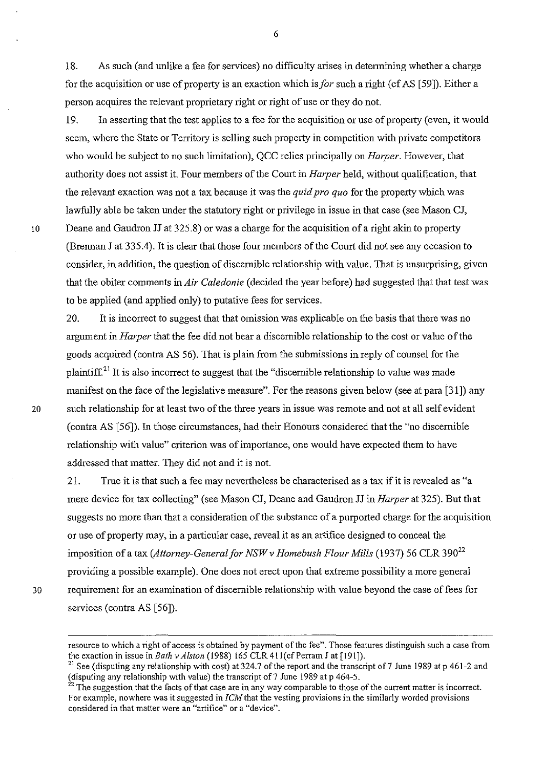18. As such (and unlike a fee for services) no difficulty arises in determining whether a charge for the acquisition or use of property is an exaction which is *for* such a right (cf AS [59]). Either a person acquires the relevant proprietary right or right of use or they do not.

19. In asserting that the test applies to a fee for the acquisition or use of property (even, it would seem, where the State or Territory is selling such property in competition with private competitors who would be subject to no such limitation), QCC relies principally on *Harper*. However, that authority does not assist it. Four members of the Court in *Harper* held, without qualification, that the relevant exaction was not a tax because it was the *quid pro quo* for the property which was lawfully able be taken under the statutory right or privilege in issue in that case (see Mason CJ, Deane and Gaudron JJ at 325.8) or was a charge for the acquisition of a right akin to property (Brennan J at 335.4). It is clear that those four members of the Court did not see any occasion to consider, in addition, the question of discernible relationship with value. That is unsurprising, given that the obiter comments in *Air Caledonie* (decided the year before) had suggested that that test was to be applied (and applied only) to putative fees for services.

20. It is incorrect to suggest that that omission was explicable on the basis that there was no argument in *Harper* that the fee did not bear a discernible relationship to the cost or value of the goods acquired (contra AS 56). That is plain from the submissions in reply of counsel for the plaintiff.[21] It is also incorrect to suggest that the "discernible relationship to value was made manifest on the face of the legislative measure". For the reasons given below (see at para [31]) any such relationship for at least two of the three years in issue was remote and not at all self evident (contra AS [56]). In those circumstances, had their Honours considered that the "no discernible relationship with value" criterion was of importance, one would have expected them to have addressed that matter. They did not and it is not.

21. True it is that such a fee may nevertheless be characterised as a tax if it is revealed as "a mere device for tax collecting" (see Mason CJ, Deane and Gaudron JJ in *Harper* at 325). But that suggests no more than that a consideration of the substance of a purported charge for the acquisition or use of property may, in a particular case, reveal it as an artifice designed to conceal the imposition of a tax (*Attorney-General for NSW v Homebush Flour Mills* (1937) 56 CLR 390[22] providing a possible example). One does not erect upon that extreme possibility a more general requirement for an examination of discernible relationship with value beyond the case of fees for services (contra AS [56]).

---

resource to which a right of access is obtained by payment of the fee". Those features distinguish such a case from the exaction in issue in *Bath v Alston* (1988) 165 CLR 411(cf Perram J at [191]).

[21] See (disputing any relationship with cost) at 324.7 of the report and the transcript of 7 June 1989 at p 461-2 and (disputing any relationship with value) the transcript of 7 June 1989 at p 464-5.

[22] The suggestion that the facts of that case are in any way comparable to those of the current matter is incorrect. For example, nowhere was it suggested in *ICM* that the vesting provisions in the similarly worded provisions considered in that matter were an "artifice" or a "device".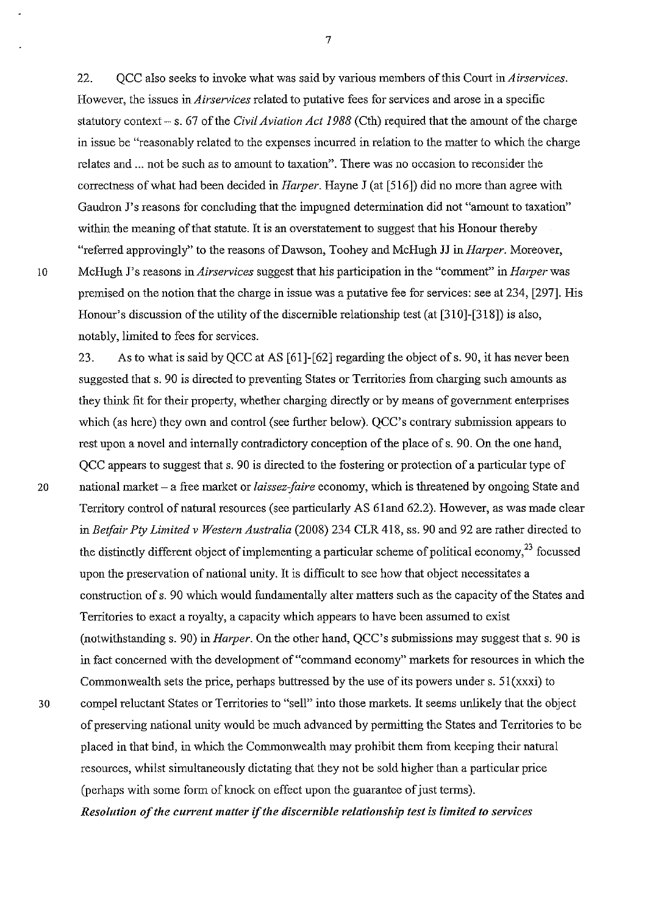22. QCC also seeks to invoke what was said by various members of this Court in *Airservices*. However, the issues in *Airservices* related to putative fees for services and arose in a specific statutory context – s. 67 of the *Civil Aviation Act 1988* (Cth) required that the amount of the charge in issue be "reasonably related to the expenses incurred in relation to the matter to which the charge relates and ... not be such as to amount to taxation". There was no occasion to reconsider the correctness of what had been decided in *Harper*. Hayne J (at [516]) did no more than agree with Gaudron J's reasons for concluding that the impugned determination did not "amount to taxation" within the meaning of that statute. It is an overstatement to suggest that his Honour thereby "referred approvingly" to the reasons of Dawson, Toohey and McHugh JJ in *Harper*. Moreover, McHugh J's reasons in *Airservices* suggest that his participation in the "comment" in *Harper* was premised on the notion that the charge in issue was a putative fee for services: see at 234, [297]. His Honour's discussion of the utility of the discernible relationship test (at [310]-[318]) is also, notably, limited to fees for services.

23. As to what is said by QCC at AS [61]-[62] regarding the object of s. 90, it has never been suggested that s. 90 is directed to preventing States or Territories from charging such amounts as they think fit for their property, whether charging directly or by means of government enterprises which (as here) they own and control (see further below). QCC's contrary submission appears to rest upon a novel and internally contradictory conception of the place of s. 90. On the one hand, QCC appears to suggest that s. 90 is directed to the fostering or protection of a particular type of national market – a free market or *laissez-faire* economy, which is threatened by ongoing State and Territory control of natural resources (see particularly AS 61and 62.2). However, as was made clear in *Betfair Pty Limited v Western Australia* (2008) 234 CLR 418, ss. 90 and 92 are rather directed to the distinctly different object of implementing a particular scheme of political economy,[23] focussed upon the preservation of national unity. It is difficult to see how that object necessitates a construction of s. 90 which would fundamentally alter matters such as the capacity of the States and Territories to exact a royalty, a capacity which appears to have been assumed to exist (notwithstanding s. 90) in *Harper*. On the other hand, QCC's submissions may suggest that s. 90 is in fact concerned with the development of "command economy" markets for resources in which the Commonwealth sets the price, perhaps buttressed by the use of its powers under s. 51(xxxi) to compel reluctant States or Territories to "sell" into those markets. It seems unlikely that the object of preserving national unity would be much advanced by permitting the States and Territories to be placed in that bind, in which the Commonwealth may prohibit them from keeping their natural resources, whilst simultaneously dictating that they not be sold higher than a particular price (perhaps with some form of knock on effect upon the guarantee of just terms).

***Resolution of the current matter if the discernible relationship test is limited to services***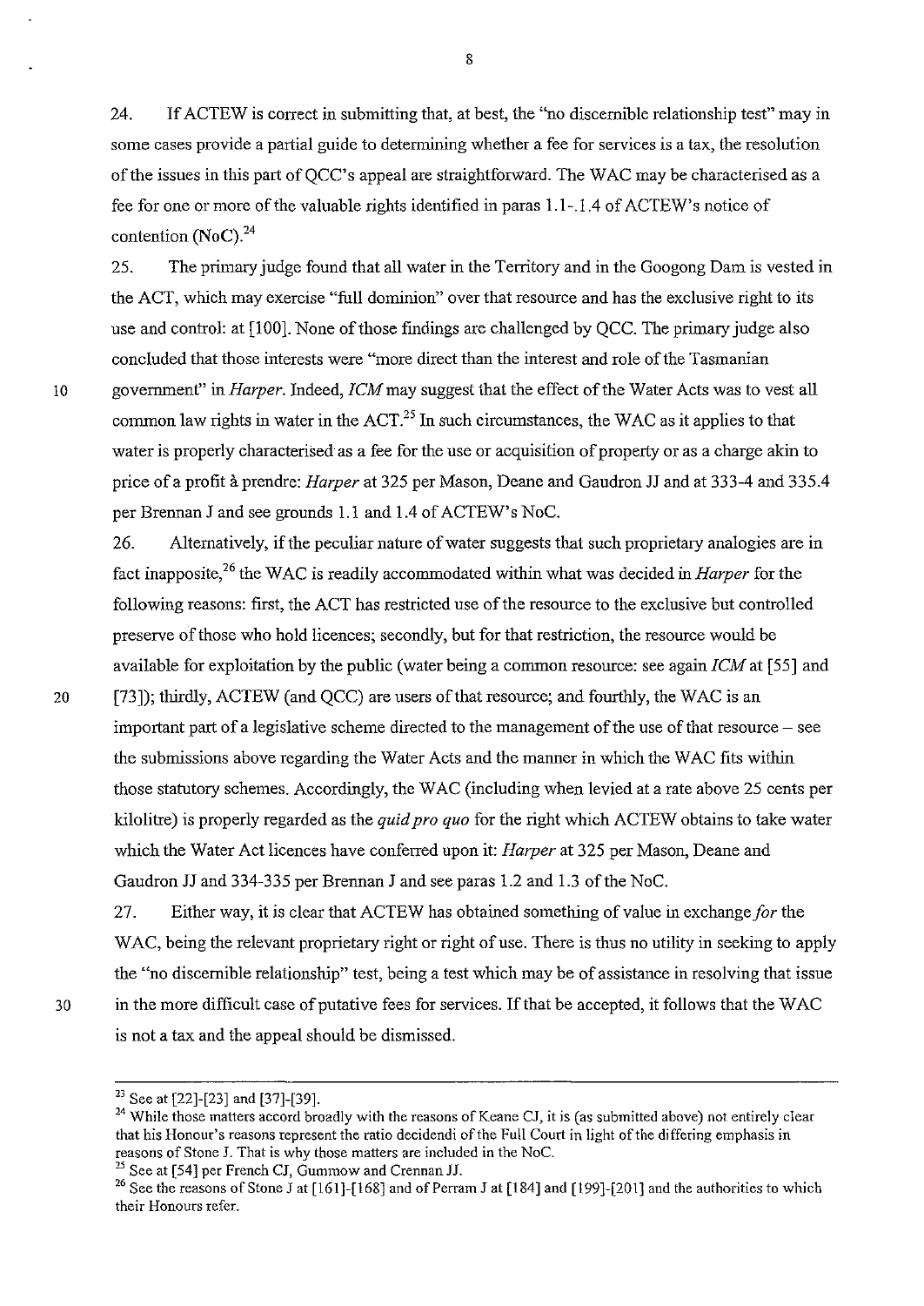24. If ACTEW is correct in submitting that, at best, the "no discernible relationship test" may in some cases provide a partial guide to determining whether a fee for services is a tax, the resolution of the issues in this part of QCC's appeal are straightforward. The WAC may be characterised as a fee for one or more of the valuable rights identified in paras 1.1-.1.4 of ACTEW's notice of contention (NoC).[24]

25. The primary judge found that all water in the Territory and in the Googong Dam is vested in the ACT, which may exercise "full dominion" over that resource and has the exclusive right to its use and control: at [100]. None of those findings are challenged by QCC. The primary judge also concluded that those interests were "more direct than the interest and role of the Tasmanian government" in *Harper*. Indeed, *ICM* may suggest that the effect of the Water Acts was to vest all common law rights in water in the ACT.[25] In such circumstances, the WAC as it applies to that water is properly characterised as a fee for the use or acquisition of property or as a charge akin to price of a profit à prendre: *Harper* at 325 per Mason, Deane and Gaudron JJ and at 333-4 and 335.4 per Brennan J and see grounds 1.1 and 1.4 of ACTEW's NoC.

26. Alternatively, if the peculiar nature of water suggests that such proprietary analogies are in fact inapposite,[26] the WAC is readily accommodated within what was decided in *Harper* for the following reasons: first, the ACT has restricted use of the resource to the exclusive but controlled preserve of those who hold licences; secondly, but for that restriction, the resource would be available for exploitation by the public (water being a common resource: see again *ICM* at [55] and [73]); thirdly, ACTEW (and QCC) are users of that resource; and fourthly, the WAC is an important part of a legislative scheme directed to the management of the use of that resource – see the submissions above regarding the Water Acts and the manner in which the WAC fits within those statutory schemes. Accordingly, the WAC (including when levied at a rate above 25 cents per kilolitre) is properly regarded as the *quid pro quo* for the right which ACTEW obtains to take water which the Water Act licences have conferred upon it: *Harper* at 325 per Mason, Deane and Gaudron JJ and 334-335 per Brennan J and see paras 1.2 and 1.3 of the NoC.

27. Either way, it is clear that ACTEW has obtained something of value in exchange *for* the WAC, being the relevant proprietary right or right of use. There is thus no utility in seeking to apply the "no discernible relationship" test, being a test which may be of assistance in resolving that issue in the more difficult case of putative fees for services. If that be accepted, it follows that the WAC is not a tax and the appeal should be dismissed.

---

[23] See at [22]-[23] and [37]-[39].

[24] While those matters accord broadly with the reasons of Keane CJ, it is (as submitted above) not entirely clear that his Honour's reasons represent the ratio decidendi of the Full Court in light of the differing emphasis in reasons of Stone J. That is why those matters are included in the NoC.

[25] See at [54] per French CJ, Gummow and Crennan JJ.

[26] See the reasons of Stone J at [161]-[168] and of Perram J at [184] and [199]-[201] and the authorities to which their Honours refer.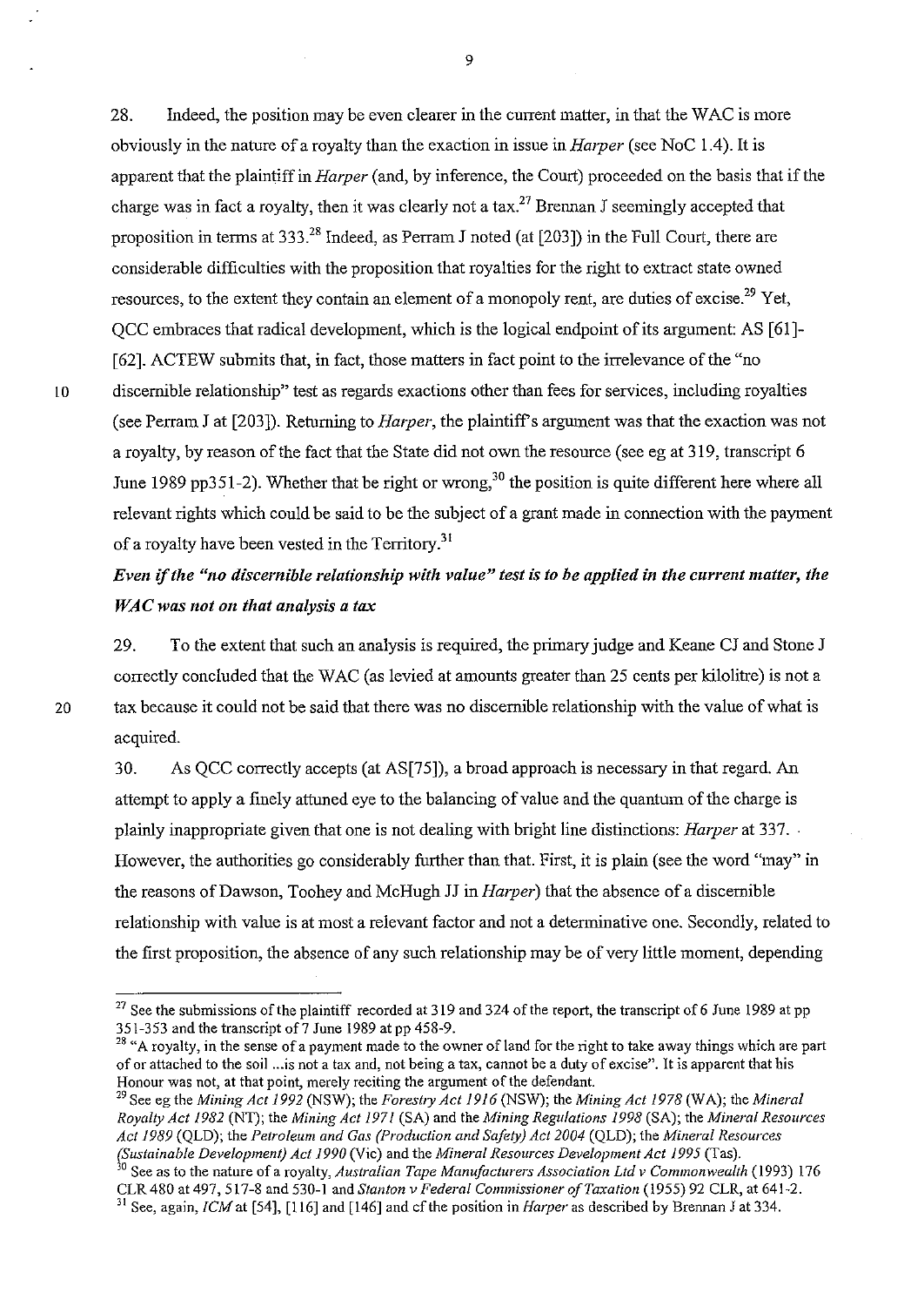28. Indeed, the position may be even clearer in the current matter, in that the WAC is more obviously in the nature of a royalty than the exaction in issue in *Harper* (see NoC 1.4). It is apparent that the plaintiff in *Harper* (and, by inference, the Court) proceeded on the basis that if the charge was in fact a royalty, then it was clearly not a tax.[27] Brennan J seemingly accepted that proposition in terms at 333.[28] Indeed, as Perram J noted (at [203]) in the Full Court, there are considerable difficulties with the proposition that royalties for the right to extract state owned resources, to the extent they contain an element of a monopoly rent, are duties of excise.[29] Yet, QCC embraces that radical development, which is the logical endpoint of its argument: AS [61]-[62]. ACTEW submits that, in fact, those matters in fact point to the irrelevance of the "no discernible relationship" test as regards exactions other than fees for services, including royalties (see Perram J at [203]). Returning to *Harper*, the plaintiff's argument was that the exaction was not a royalty, by reason of the fact that the State did not own the resource (see eg at 319, transcript 6 June 1989 pp351-2). Whether that be right or wrong,[30] the position is quite different here where all relevant rights which could be said to be the subject of a grant made in connection with the payment of a royalty have been vested in the Territory.[31]

***Even if the "no discernible relationship with value" test is to be applied in the current matter, the WAC was not on that analysis a tax***

29. To the extent that such an analysis is required, the primary judge and Keane CJ and Stone J correctly concluded that the WAC (as levied at amounts greater than 25 cents per kilolitre) is not a tax because it could not be said that there was no discernible relationship with the value of what is acquired.

30. As QCC correctly accepts (at AS[75]), a broad approach is necessary in that regard. An attempt to apply a finely attuned eye to the balancing of value and the quantum of the charge is plainly inappropriate given that one is not dealing with bright line distinctions: *Harper* at 337. However, the authorities go considerably further than that. First, it is plain (see the word "may" in the reasons of Dawson, Toohey and McHugh JJ in *Harper*) that the absence of a discernible relationship with value is at most a relevant factor and not a determinative one. Secondly, related to the first proposition, the absence of any such relationship may be of very little moment, depending

---

[27] See the submissions of the plaintiff recorded at 319 and 324 of the report, the transcript of 6 June 1989 at pp 351-353 and the transcript of 7 June 1989 at pp 458-9.

[28] "A royalty, in the sense of a payment made to the owner of land for the right to take away things which are part of or attached to the soil ...is not a tax and, not being a tax, cannot be a duty of excise". It is apparent that his Honour was not, at that point, merely reciting the argument of the defendant.

[29] See eg the *Mining Act 1992* (NSW); the *Forestry Act 1916* (NSW); the *Mining Act 1978* (WA); the *Mineral Royalty Act 1982* (NT); the *Mining Act 1971* (SA) and the *Mining Regulations 1998* (SA); the *Mineral Resources Act 1989* (QLD); the *Petroleum and Gas (Production and Safety) Act 2004* (QLD); the *Mineral Resources (Sustainable Development) Act 1990* (Vic) and the *Mineral Resources Development Act 1995* (Tas).

[30] See as to the nature of a royalty, *Australian Tape Manufacturers Association Ltd v Commonwealth* (1993) 176 CLR 480 at 497, 517-8 and 530-1 and *Stanton v Federal Commissioner of Taxation* (1955) 92 CLR, at 641-2.

[31] See, again, *ICM* at [54], [116] and [146] and cf the position in *Harper* as described by Brennan J at 334.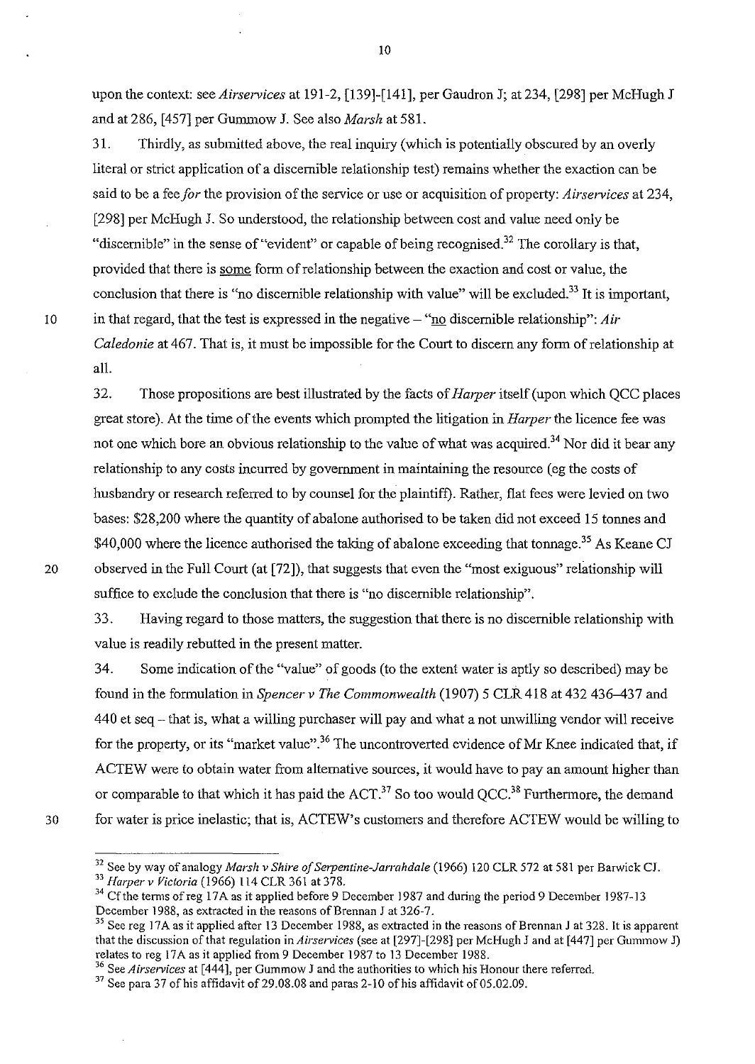upon the context: see *Airservices* at 191-2, [139]-[141], per Gaudron J; at 234, [298] per McHugh J and at 286, [457] per Gummow J. See also *Marsh* at 581.

31. Thirdly, as submitted above, the real inquiry (which is potentially obscured by an overly literal or strict application of a discernible relationship test) remains whether the exaction can be said to be a fee *for* the provision of the service or use or acquisition of property: *Airservices* at 234, [298] per McHugh J. So understood, the relationship between cost and value need only be "discernible" in the sense of "evident" or capable of being recognised.[32] The corollary is that, provided that there is some form of relationship between the exaction and cost or value, the conclusion that there is "no discernible relationship with value" will be excluded.[33] It is important, in that regard, that the test is expressed in the negative – "no discernible relationship": *Air Caledonie* at 467. That is, it must be impossible for the Court to discern any form of relationship at all.

32. Those propositions are best illustrated by the facts of *Harper* itself (upon which QCC places great store). At the time of the events which prompted the litigation in *Harper* the licence fee was not one which bore an obvious relationship to the value of what was acquired.[34] Nor did it bear any relationship to any costs incurred by government in maintaining the resource (eg the costs of husbandry or research referred to by counsel for the plaintiff). Rather, flat fees were levied on two bases: $28,200 where the quantity of abalone authorised to be taken did not exceed 15 tonnes and $40,000 where the licence authorised the taking of abalone exceeding that tonnage.[35] As Keane CJ observed in the Full Court (at [72]), that suggests that even the "most exiguous" relationship will suffice to exclude the conclusion that there is "no discernible relationship".

33. Having regard to those matters, the suggestion that there is no discernible relationship with value is readily rebutted in the present matter.

34. Some indication of the "value" of goods (to the extent water is aptly so described) may be found in the formulation in *Spencer v The Commonwealth* (1907) 5 CLR 418 at 432 436–437 and 440 et seq – that is, what a willing purchaser will pay and what a not unwilling vendor will receive for the property, or its "market value".[36] The uncontroverted evidence of Mr Knee indicated that, if ACTEW were to obtain water from alternative sources, it would have to pay an amount higher than or comparable to that which it has paid the ACT.[37] So too would QCC.[38] Furthermore, the demand for water is price inelastic; that is, ACTEW's customers and therefore ACTEW would be willing to

---

[32] See by way of analogy *Marsh v Shire of Serpentine-Jarrahdale* (1966) 120 CLR 572 at 581 per Barwick CJ.

[33] *Harper v Victoria* (1966) 114 CLR 361 at 378.

[34] Cf the terms of reg 17A as it applied before 9 December 1987 and during the period 9 December 1987-13 December 1988, as extracted in the reasons of Brennan J at 326-7.

[35] See reg 17A as it applied after 13 December 1988, as extracted in the reasons of Brennan J at 328. It is apparent that the discussion of that regulation in *Airservices* (see at [297]-[298] per McHugh J and at [447] per Gummow J) relates to reg 17A as it applied from 9 December 1987 to 13 December 1988.

[36] See *Airservices* at [444], per Gummow J and the authorities to which his Honour there referred.

[37] See para 37 of his affidavit of 29.08.08 and paras 2-10 of his affidavit of 05.02.09.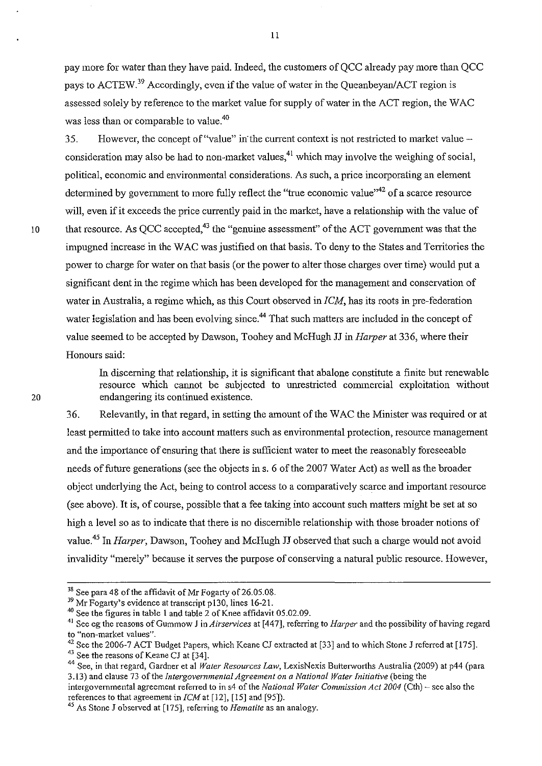pay more for water than they have paid. Indeed, the customers of QCC already pay more than QCC pays to ACTEW.[39] Accordingly, even if the value of water in the Queanbeyan/ACT region is assessed solely by reference to the market value for supply of water in the ACT region, the WAC was less than or comparable to value.[40]

35. However, the concept of "value" in the current context is not restricted to market value -- consideration may also be had to non-market values,[41] which may involve the weighing of social, political, economic and environmental considerations. As such, a price incorporating an element determined by government to more fully reflect the "true economic value"[42] of a scarce resource will, even if it exceeds the price currently paid in the market, have a relationship with the value of that resource. As QCC accepted,[43] the "genuine assessment" of the ACT government was that the impugned increase in the WAC was justified on that basis. To deny to the States and Territories the power to charge for water on that basis (or the power to alter those charges over time) would put a significant dent in the regime which has been developed for the management and conservation of water in Australia, a regime which, as this Court observed in *ICM*, has its roots in pre-federation water legislation and has been evolving since.[44] That such matters are included in the concept of value seemed to be accepted by Dawson, Toohey and McHugh JJ in *Harper* at 336, where their Honours said:

> In discerning that relationship, it is significant that abalone constitute a finite but renewable resource which cannot be subjected to unrestricted commercial exploitation without endangering its continued existence.

36. Relevantly, in that regard, in setting the amount of the WAC the Minister was required or at least permitted to take into account matters such as environmental protection, resource management and the importance of ensuring that there is sufficient water to meet the reasonably foreseeable needs of future generations (see the objects in s. 6 of the 2007 Water Act) as well as the broader object underlying the Act, being to control access to a comparatively scarce and important resource (see above). It is, of course, possible that a fee taking into account such matters might be set at so high a level so as to indicate that there is no discernible relationship with those broader notions of value.[45] In *Harper*, Dawson, Toohey and McHugh JJ observed that such a charge would not avoid invalidity "merely" because it serves the purpose of conserving a natural public resource. However,

---

[38] See para 48 of the affidavit of Mr Fogarty of 26.05.08.

[39] Mr Fogarty's evidence at transcript p130, lines 16-21.

[40] See the figures in table 1 and table 2 of Knee affidavit 05.02.09.

[41] See eg the reasons of Gummow J in *Airservices* at [447], referring to *Harper* and the possibility of having regard to "non-market values".

[42] See the 2006-7 ACT Budget Papers, which Keane CJ extracted at [33] and to which Stone J referred at [175].

[43] See the reasons of Keane CJ at [34].

[44] See, in that regard, Gardner et al *Water Resources Law*, LexisNexis Butterworths Australia (2009) at p44 (para 3.13) and clause 73 of the *Intergovernmental Agreement on a National Water Initiative* (being the intergovernmental agreement referred to in s4 of the *National Water Commission Act 2004* (Cth) – see also the references to that agreement in *ICM* at [12], [15] and [95]).

[45] As Stone J observed at [175], referring to *Hematite* as an analogy.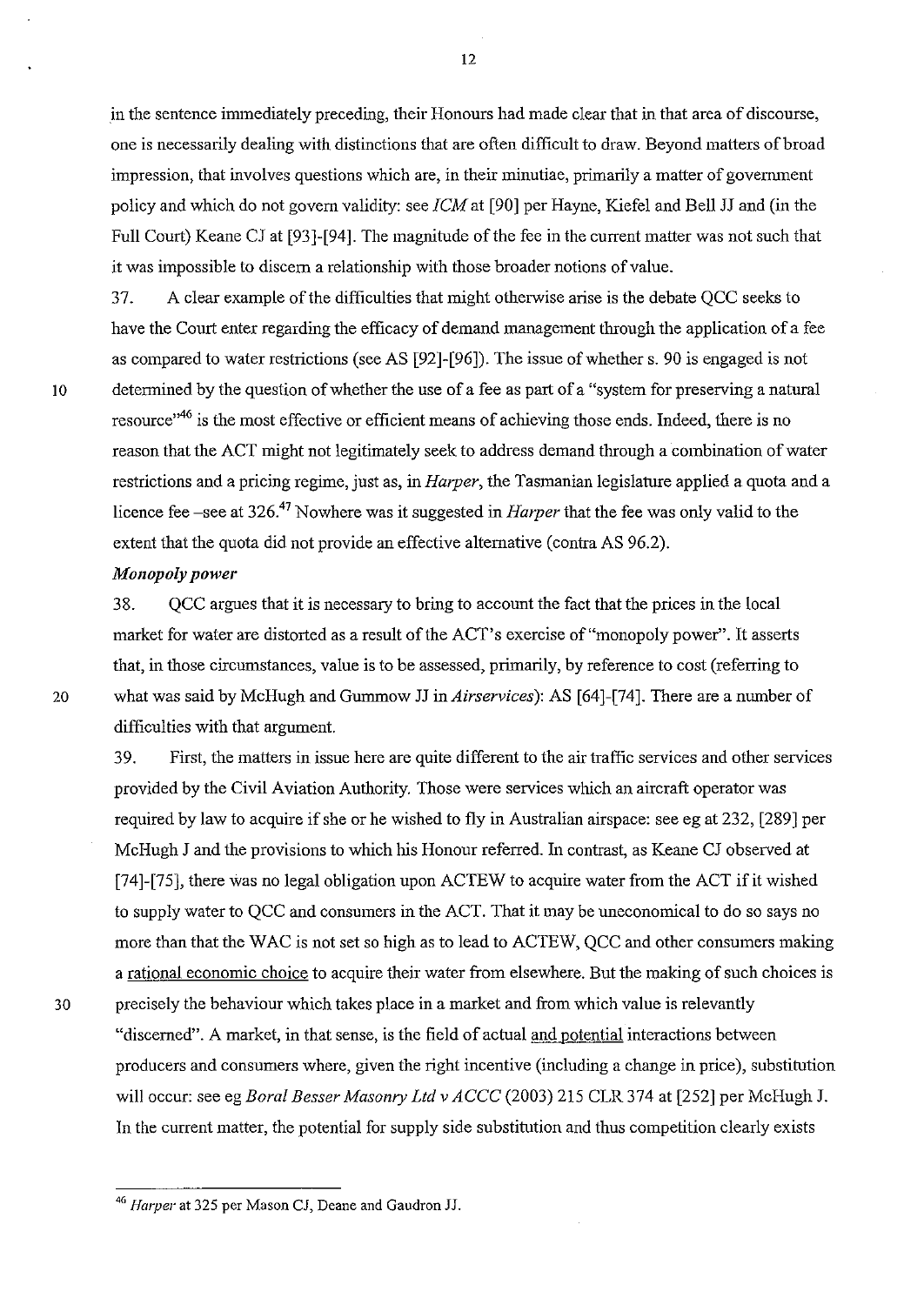in the sentence immediately preceding, their Honours had made clear that in that area of discourse, one is necessarily dealing with distinctions that are often difficult to draw. Beyond matters of broad impression, that involves questions which are, in their minutiae, primarily a matter of government policy and which do not govern validity: see *ICM* at [90] per Hayne, Kiefel and Bell JJ and (in the Full Court) Keane CJ at [93]-[94]. The magnitude of the fee in the current matter was not such that it was impossible to discern a relationship with those broader notions of value.

37. A clear example of the difficulties that might otherwise arise is the debate QCC seeks to have the Court enter regarding the efficacy of demand management through the application of a fee as compared to water restrictions (see AS [92]-[96]). The issue of whether s. 90 is engaged is not determined by the question of whether the use of a fee as part of a "system for preserving a natural resource"[46] is the most effective or efficient means of achieving those ends. Indeed, there is no reason that the ACT might not legitimately seek to address demand through a combination of water restrictions and a pricing regime, just as, in *Harper*, the Tasmanian legislature applied a quota and a licence fee –see at 326.[47] Nowhere was it suggested in *Harper* that the fee was only valid to the extent that the quota did not provide an effective alternative (contra AS 96.2).

### *Monopoly power*

38. QCC argues that it is necessary to bring to account the fact that the prices in the local market for water are distorted as a result of the ACT's exercise of "monopoly power". It asserts that, in those circumstances, value is to be assessed, primarily, by reference to cost (referring to what was said by McHugh and Gummow JJ in *Airservices*): AS [64]-[74]. There are a number of difficulties with that argument.

39. First, the matters in issue here are quite different to the air traffic services and other services provided by the Civil Aviation Authority. Those were services which an aircraft operator was required by law to acquire if she or he wished to fly in Australian airspace: see eg at 232, [289] per McHugh J and the provisions to which his Honour referred. In contrast, as Keane CJ observed at [74]-[75], there was no legal obligation upon ACTEW to acquire water from the ACT if it wished to supply water to QCC and consumers in the ACT. That it may be uneconomical to do so says no more than that the WAC is not set so high as to lead to ACTEW, QCC and other consumers making a <u>rational economic choice</u> to acquire their water from elsewhere. But the making of such choices is precisely the behaviour which takes place in a market and from which value is relevantly "discerned". A market, in that sense, is the field of actual <u>and potential</u> interactions between producers and consumers where, given the right incentive (including a change in price), substitution will occur: see eg *Boral Besser Masonry Ltd v ACCC* (2003) 215 CLR 374 at [252] per McHugh J. In the current matter, the potential for supply side substitution and thus competition clearly exists

---

[46] *Harper* at 325 per Mason CJ, Deane and Gaudron JJ.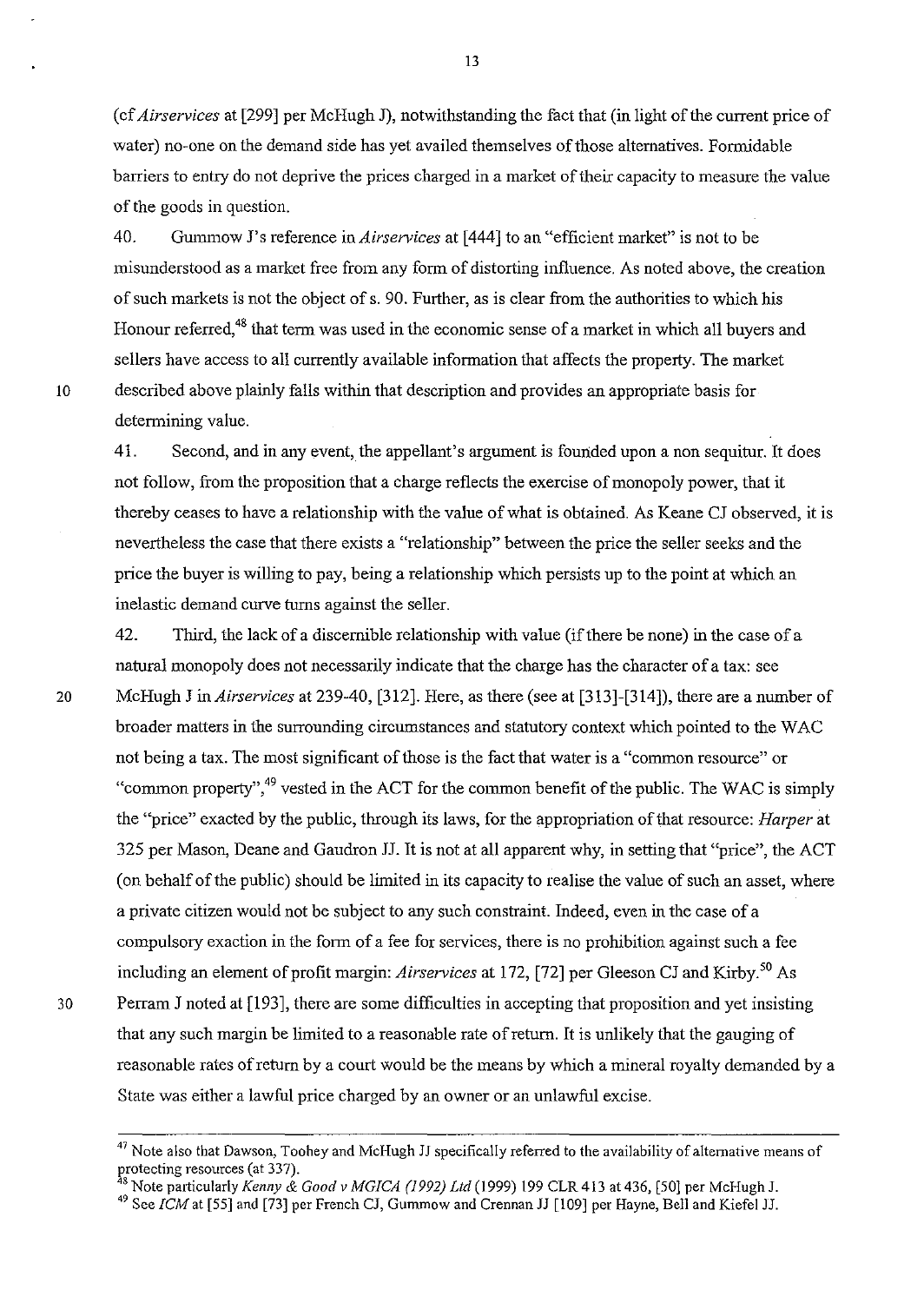(cf *Airservices* at [299] per McHugh J), notwithstanding the fact that (in light of the current price of water) no-one on the demand side has yet availed themselves of those alternatives. Formidable barriers to entry do not deprive the prices charged in a market of their capacity to measure the value of the goods in question.

40. Gummow J's reference in *Airservices* at [444] to an "efficient market" is not to be misunderstood as a market free from any form of distorting influence. As noted above, the creation of such markets is not the object of s. 90. Further, as is clear from the authorities to which his Honour referred,[48] that term was used in the economic sense of a market in which all buyers and sellers have access to all currently available information that affects the property. The market described above plainly falls within that description and provides an appropriate basis for determining value.

41. Second, and in any event, the appellant's argument is founded upon a non sequitur. It does not follow, from the proposition that a charge reflects the exercise of monopoly power, that it thereby ceases to have a relationship with the value of what is obtained. As Keane CJ observed, it is nevertheless the case that there exists a "relationship" between the price the seller seeks and the price the buyer is willing to pay, being a relationship which persists up to the point at which an inelastic demand curve turns against the seller.

42. Third, the lack of a discernible relationship with value (if there be none) in the case of a natural monopoly does not necessarily indicate that the charge has the character of a tax: see McHugh J in *Airservices* at 239-40, [312]. Here, as there (see at [313]-[314]), there are a number of broader matters in the surrounding circumstances and statutory context which pointed to the WAC not being a tax. The most significant of those is the fact that water is a "common resource" or "common property",[49] vested in the ACT for the common benefit of the public. The WAC is simply the "price" exacted by the public, through its laws, for the appropriation of that resource: *Harper* at 325 per Mason, Deane and Gaudron JJ. It is not at all apparent why, in setting that "price", the ACT (on behalf of the public) should be limited in its capacity to realise the value of such an asset, where a private citizen would not be subject to any such constraint. Indeed, even in the case of a compulsory exaction in the form of a fee for services, there is no prohibition against such a fee including an element of profit margin: *Airservices* at 172, [72] per Gleeson CJ and Kirby.[50] As Perram J noted at [193], there are some difficulties in accepting that proposition and yet insisting that any such margin be limited to a reasonable rate of return. It is unlikely that the gauging of reasonable rates of return by a court would be the means by which a mineral royalty demanded by a State was either a lawful price charged by an owner or an unlawful excise.

---

[47] Note also that Dawson, Toohey and McHugh JJ specifically referred to the availability of alternative means of protecting resources (at 337).

[48] Note particularly *Kenny & Good v MGICA (1992) Ltd* (1999) 199 CLR 413 at 436, [50] per McHugh J.

[49] See *ICM* at [55] and [73] per French CJ, Gummow and Crennan JJ [109] per Hayne, Bell and Kiefel JJ.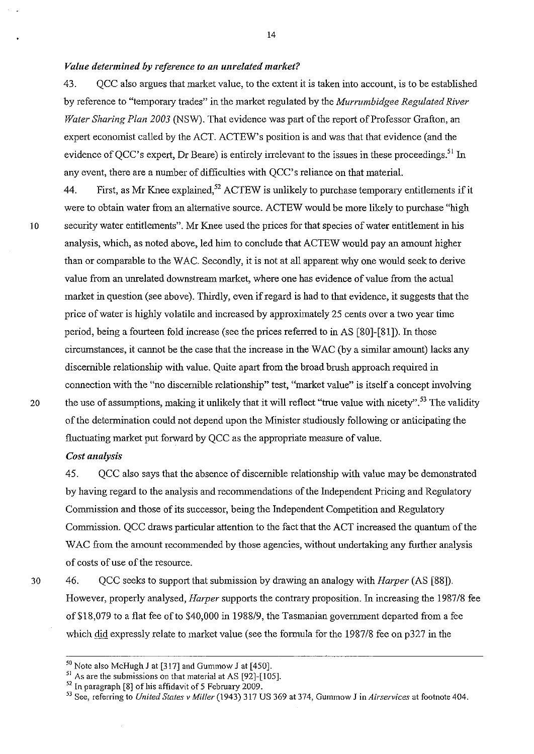### *Value determined by reference to an unrelated market?*

43. QCC also argues that market value, to the extent it is taken into account, is to be established by reference to "temporary trades" in the market regulated by the *Murrumbidgee Regulated River Water Sharing Plan 2003* (NSW). That evidence was part of the report of Professor Grafton, an expert economist called by the ACT. ACTEW's position is and was that that evidence (and the evidence of QCC's expert, Dr Beare) is entirely irrelevant to the issues in these proceedings.[51] In any event, there are a number of difficulties with QCC's reliance on that material.

44. First, as Mr Knee explained,[52] ACTEW is unlikely to purchase temporary entitlements if it were to obtain water from an alternative source. ACTEW would be more likely to purchase "high security water entitlements". Mr Knee used the prices for that species of water entitlement in his analysis, which, as noted above, led him to conclude that ACTEW would pay an amount higher than or comparable to the WAC. Secondly, it is not at all apparent why one would seek to derive value from an unrelated downstream market, where one has evidence of value from the actual market in question (see above). Thirdly, even if regard is had to that evidence, it suggests that the price of water is highly volatile and increased by approximately 25 cents over a two year time period, being a fourteen fold increase (see the prices referred to in AS [80]-[81]). In those circumstances, it cannot be the case that the increase in the WAC (by a similar amount) lacks any discernible relationship with value. Quite apart from the broad brush approach required in connection with the "no discernible relationship" test, "market value" is itself a concept involving the use of assumptions, making it unlikely that it will reflect "true value with nicety".[53] The validity of the determination could not depend upon the Minister studiously following or anticipating the fluctuating market put forward by QCC as the appropriate measure of value.

### *Cost analysis*

45. QCC also says that the absence of discernible relationship with value may be demonstrated by having regard to the analysis and recommendations of the Independent Pricing and Regulatory Commission and those of its successor, being the Independent Competition and Regulatory Commission. QCC draws particular attention to the fact that the ACT increased the quantum of the WAC from the amount recommended by those agencies, without undertaking any further analysis of costs of use of the resource.

46. QCC seeks to support that submission by drawing an analogy with *Harper* (AS [88]). However, properly analysed, *Harper* supports the contrary proposition. In increasing the 1987/8 fee of $18,079 to a flat fee of to $40,000 in 1988/9, the Tasmanian government departed from a fee which did expressly relate to market value (see the formula for the 1987/8 fee on p327 in the

---

[50] Note also McHugh J at [317] and Gummow J at [450].

[51] As are the submissions on that material at AS [92]-[105].

[52] In paragraph [8] of his affidavit of 5 February 2009.

[53] See, referring to *United States v Miller* (1943) 317 US 369 at 374, Gummow J in *Airservices* at footnote 404.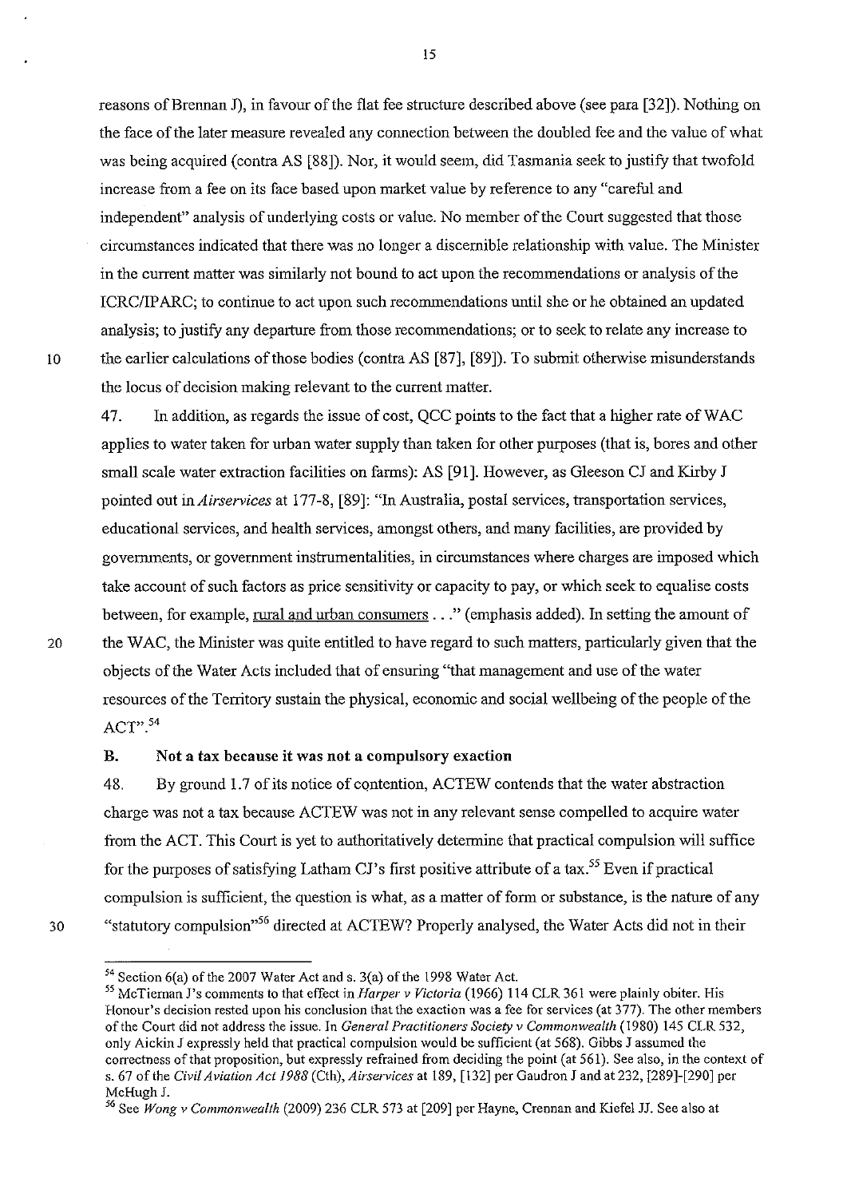reasons of Brennan J), in favour of the flat fee structure described above (see para [32]). Nothing on the face of the later measure revealed any connection between the doubled fee and the value of what was being acquired (contra AS [88]). Nor, it would seem, did Tasmania seek to justify that twofold increase from a fee on its face based upon market value by reference to any "careful and independent" analysis of underlying costs or value. No member of the Court suggested that those circumstances indicated that there was no longer a discernible relationship with value. The Minister in the current matter was similarly not bound to act upon the recommendations or analysis of the ICRC/IPARC; to continue to act upon such recommendations until she or he obtained an updated analysis; to justify any departure from those recommendations; or to seek to relate any increase to the earlier calculations of those bodies (contra AS [87], [89]). To submit otherwise misunderstands the locus of decision making relevant to the current matter.

47. In addition, as regards the issue of cost, QCC points to the fact that a higher rate of WAC applies to water taken for urban water supply than taken for other purposes (that is, bores and other small scale water extraction facilities on farms): AS [91]. However, as Gleeson CJ and Kirby J pointed out in *Airservices* at 177-8, [89]: "In Australia, postal services, transportation services, educational services, and health services, amongst others, and many facilities, are provided by governments, or government instrumentalities, in circumstances where charges are imposed which take account of such factors as price sensitivity or capacity to pay, or which seek to equalise costs between, for example, <u>rural and urban consumers</u> . . ." (emphasis added). In setting the amount of the WAC, the Minister was quite entitled to have regard to such matters, particularly given that the objects of the Water Acts included that of ensuring "that management and use of the water resources of the Territory sustain the physical, economic and social wellbeing of the people of the ACT".[54]

## B. Not a tax because it was not a compulsory exaction

48. By ground 1.7 of its notice of contention, ACTEW contends that the water abstraction charge was not a tax because ACTEW was not in any relevant sense compelled to acquire water from the ACT. This Court is yet to authoritatively determine that practical compulsion will suffice for the purposes of satisfying Latham CJ's first positive attribute of a tax.[55] Even if practical compulsion is sufficient, the question is what, as a matter of form or substance, is the nature of any "statutory compulsion"[56] directed at ACTEW? Properly analysed, the Water Acts did not in their

---

[54] Section 6(a) of the 2007 Water Act and s. 3(a) of the 1998 Water Act.

[55] McTiernan J's comments to that effect in *Harper v Victoria* (1966) 114 CLR 361 were plainly obiter. His Honour's decision rested upon his conclusion that the exaction was a fee for services (at 377). The other members of the Court did not address the issue. In *General Practitioners Society v Commonwealth* (1980) 145 CLR 532, only Aickin J expressly held that practical compulsion would be sufficient (at 568). Gibbs J assumed the correctness of that proposition, but expressly refrained from deciding the point (at 561). See also, in the context of s. 67 of the *Civil Aviation Act 1988* (Cth), *Airservices* at 189, [132] per Gaudron J and at 232, [289]-[290] per McHugh J.

[56] See *Wong v Commonwealth* (2009) 236 CLR 573 at [209] per Hayne, Crennan and Kiefel JJ. See also at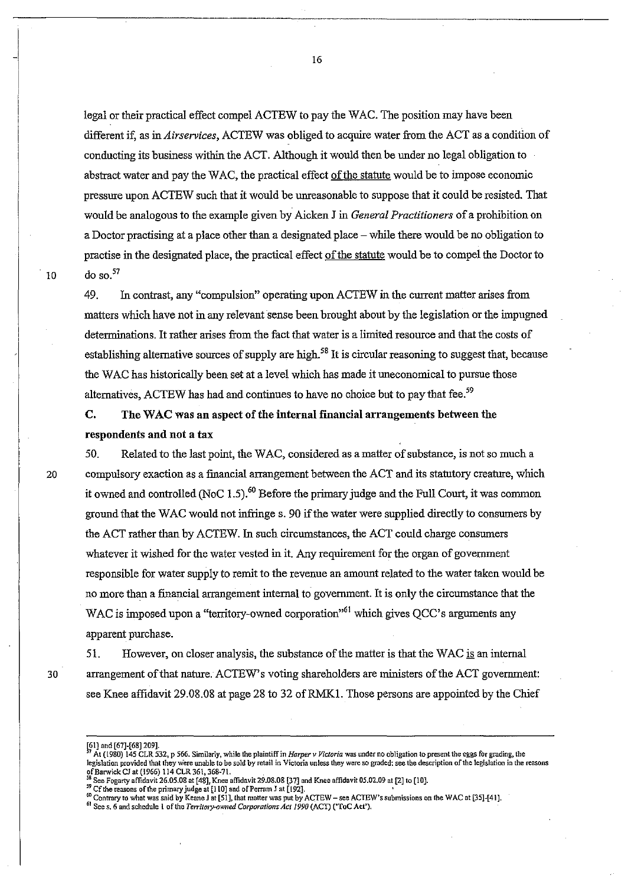legal or their practical effect compel ACTEW to pay the WAC. The position may have been different if, as in *Airservices*, ACTEW was obliged to acquire water from the ACT as a condition of conducting its business within the ACT. Although it would then be under no legal obligation to abstract water and pay the WAC, the practical effect <u>of the statute</u> would be to impose economic pressure upon ACTEW such that it would be unreasonable to suppose that it could be resisted. That would be analogous to the example given by Aicken J in *General Practitioners* of a prohibition on a Doctor practising at a place other than a designated place – while there would be no obligation to practise in the designated place, the practical effect <u>of the statute</u> would be to compel the Doctor to do so.[57]

49. In contrast, any "compulsion" operating upon ACTEW in the current matter arises from matters which have not in any relevant sense been brought about by the legislation or the impugned determinations. It rather arises from the fact that water is a limited resource and that the costs of establishing alternative sources of supply are high.[58] It is circular reasoning to suggest that, because the WAC has historically been set at a level which has made it uneconomical to pursue those alternatives, ACTEW has had and continues to have no choice but to pay that fee.[59]

## C. The WAC was an aspect of the internal financial arrangements between the respondents and not a tax

50. Related to the last point, the WAC, considered as a matter of substance, is not so much a compulsory exaction as a financial arrangement between the ACT and its statutory creature, which it owned and controlled (NoC 1.5).[60] Before the primary judge and the Full Court, it was common ground that the WAC would not infringe s. 90 if the water were supplied directly to consumers by the ACT rather than by ACTEW. In such circumstances, the ACT could charge consumers whatever it wished for the water vested in it. Any requirement for the organ of government responsible for water supply to remit to the revenue an amount related to the water taken would be no more than a financial arrangement internal to government. It is only the circumstance that the WAC is imposed upon a "territory-owned corporation"[61] which gives QCC's arguments any apparent purchase.

51. However, on closer analysis, the substance of the matter is that the WAC <u>is</u> an internal arrangement of that nature. ACTEW's voting shareholders are ministers of the ACT government: see Knee affidavit 29.08.08 at page 28 to 32 of RMK1. Those persons are appointed by the Chief

---

[61] and [67]-[68] 209].

[57] At (1980) 145 CLR 532, p 566. Similarly, while the plaintiff in *Harper v Victoria* was under no obligation to present the eggs for grading, the legislation provided that they were unable to be sold by retail in Victoria unless they were so graded: see the description of the legislation in the reasons of Barwick CJ at (1966) 114 CLR 361, 368-71.

[58] See Fogarty affidavit 26.05.08 at [48], Knee affidavit 29.08.08 [37] and Knee affidavit 05.02.09 at [2] to [10].

[59] Cf the reasons of the primary judge at [110] and of Perram J at [192].

[60] Contrary to what was said by Keane J at [51], that matter was put by ACTEW – see ACTEW's submissions on the WAC at [35]-[41].

[61] See s. 6 and schedule 1 of the *Territory-owned Corporations Act 1990* (ACT) ('ToC Act').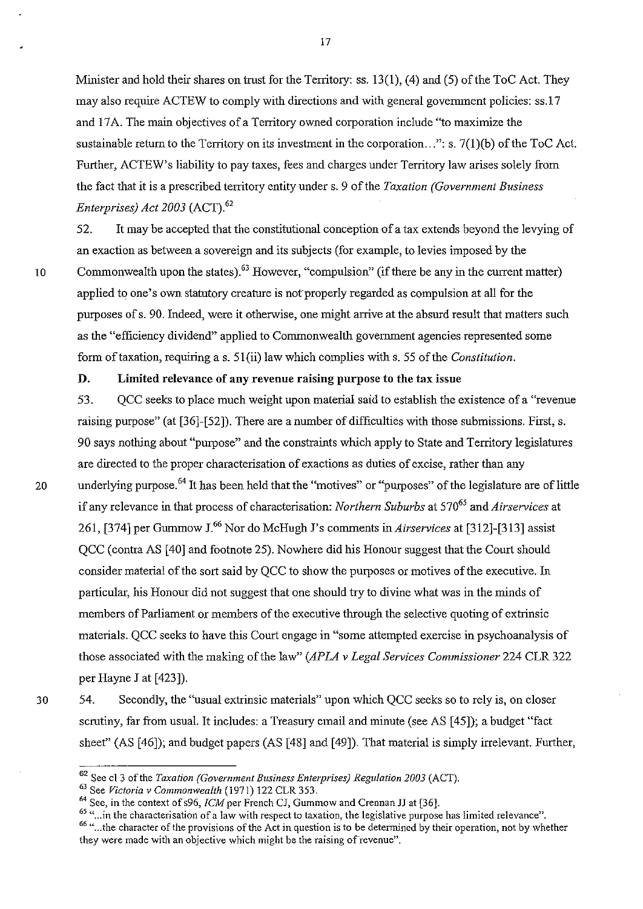Minister and hold their shares on trust for the Territory: ss. 13(1), (4) and (5) of the ToC Act. They may also require ACTEW to comply with directions and with general government policies: ss.17 and 17A. The main objectives of a Territory owned corporation include "to maximize the sustainable return to the Territory on its investment in the corporation...": s. 7(1)(b) of the ToC Act. Further, ACTEW's liability to pay taxes, fees and charges under Territory law arises solely from the fact that it is a prescribed territory entity under s. 9 of the *Taxation (Government Business Enterprises) Act 2003* (ACT).[62]

52. It may be accepted that the constitutional conception of a tax extends beyond the levying of an exaction as between a sovereign and its subjects (for example, to levies imposed by the Commonwealth upon the states).[63] However, "compulsion" (if there be any in the current matter) applied to one's own statutory creature is not properly regarded as compulsion at all for the purposes of s. 90. Indeed, were it otherwise, one might arrive at the absurd result that matters such as the "efficiency dividend" applied to Commonwealth government agencies represented some form of taxation, requiring a s. 51(ii) law which complies with s. 55 of the *Constitution*.

**D. Limited relevance of any revenue raising purpose to the tax issue**

53. QCC seeks to place much weight upon material said to establish the existence of a "revenue raising purpose" (at [36]-[52]). There are a number of difficulties with those submissions. First, s. 90 says nothing about "purpose" and the constraints which apply to State and Territory legislatures are directed to the proper characterisation of exactions as duties of excise, rather than any underlying purpose.[64] It has been held that the "motives" or "purposes" of the legislature are of little if any relevance in that process of characterisation: *Northern Suburbs* at 570[65] and *Airservices* at 261, [374] per Gummow J.[66] Nor do McHugh J's comments in *Airservices* at [312]-[313] assist QCC (contra AS [40] and footnote 25). Nowhere did his Honour suggest that the Court should consider material of the sort said by QCC to show the purposes or motives of the executive. In particular, his Honour did not suggest that one should try to divine what was in the minds of members of Parliament or members of the executive through the selective quoting of extrinsic materials. QCC seeks to have this Court engage in "some attempted exercise in psychoanalysis of those associated with the making of the law" (*APLA v Legal Services Commissioner* 224 CLR 322 per Hayne J at [423]).

54. Secondly, the "usual extrinsic materials" upon which QCC seeks so to rely is, on closer scrutiny, far from usual. It includes: a Treasury email and minute (see AS [45]); a budget "fact sheet" (AS [46]); and budget papers (AS [48] and [49]). That material is simply irrelevant. Further,

---

[62] See cl 3 of the *Taxation (Government Business Enterprises) Regulation 2003* (ACT).

[63] See *Victoria v Commonwealth* (1971) 122 CLR 353.

[64] See, in the context of s96, *ICM* per French CJ, Gummow and Crennan JJ at [36].

[65] "...in the characterisation of a law with respect to taxation, the legislative purpose has limited relevance".

[66] "...the character of the provisions of the Act in question is to be determined by their operation, not by whether they were made with an objective which might be the raising of revenue".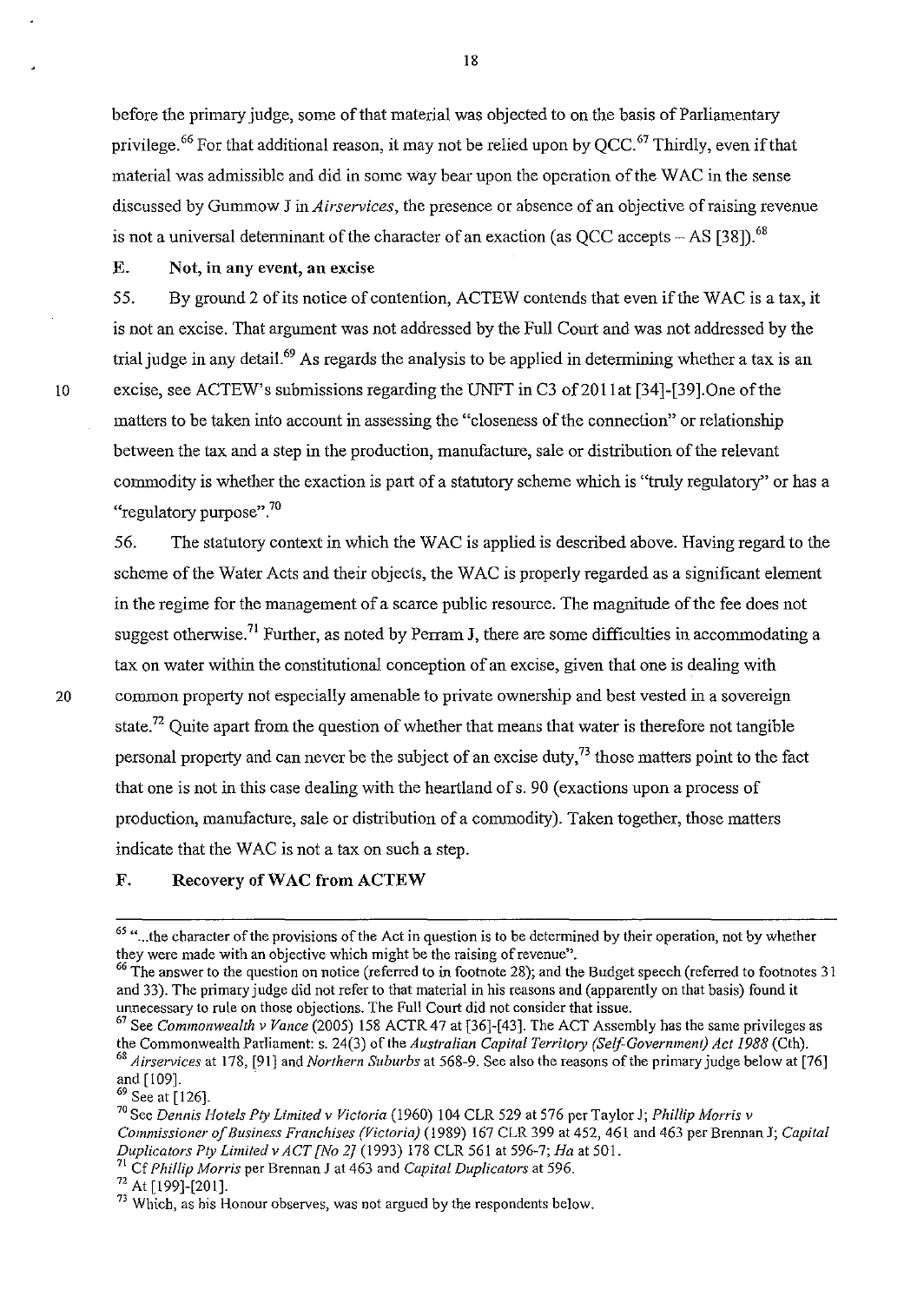before the primary judge, some of that material was objected to on the basis of Parliamentary privilege.[66] For that additional reason, it may not be relied upon by QCC.[67] Thirdly, even if that material was admissible and did in some way bear upon the operation of the WAC in the sense discussed by Gummow J in *Airservices*, the presence or absence of an objective of raising revenue is not a universal determinant of the character of an exaction (as QCC accepts – AS [38]).[68]

## E. Not, in any event, an excise

55. By ground 2 of its notice of contention, ACTEW contends that even if the WAC is a tax, it is not an excise. That argument was not addressed by the Full Court and was not addressed by the trial judge in any detail.[69] As regards the analysis to be applied in determining whether a tax is an excise, see ACTEW's submissions regarding the UNFT in C3 of 2011 at [34]-[39]. One of the matters to be taken into account in assessing the "closeness of the connection" or relationship between the tax and a step in the production, manufacture, sale or distribution of the relevant commodity is whether the exaction is part of a statutory scheme which is "truly regulatory" or has a "regulatory purpose".[70]

56. The statutory context in which the WAC is applied is described above. Having regard to the scheme of the Water Acts and their objects, the WAC is properly regarded as a significant element in the regime for the management of a scarce public resource. The magnitude of the fee does not suggest otherwise.[71] Further, as noted by Perram J, there are some difficulties in accommodating a tax on water within the constitutional conception of an excise, given that one is dealing with common property not especially amenable to private ownership and best vested in a sovereign state.[72] Quite apart from the question of whether that means that water is therefore not tangible personal property and can never be the subject of an excise duty,[73] those matters point to the fact that one is not in this case dealing with the heartland of s. 90 (exactions upon a process of production, manufacture, sale or distribution of a commodity). Taken together, those matters indicate that the WAC is not a tax on such a step.

## F. Recovery of WAC from ACTEW

---

[65] "...the character of the provisions of the Act in question is to be determined by their operation, not by whether they were made with an objective which might be the raising of revenue".

[66] The answer to the question on notice (referred to in footnote 28); and the Budget speech (referred to footnotes 31 and 33). The primary judge did not refer to that material in his reasons and (apparently on that basis) found it unnecessary to rule on those objections. The Full Court did not consider that issue.

[67] See *Commonwealth v Vance* (2005) 158 ACTR 47 at [36]-[43]. The ACT Assembly has the same privileges as the Commonwealth Parliament: s. 24(3) of the *Australian Capital Territory (Self-Government) Act 1988* (Cth).

[68] *Airservices* at 178, [91] and *Northern Suburbs* at 568-9. See also the reasons of the primary judge below at [76] and [109].

[69] See at [126].

[70] See *Dennis Hotels Pty Limited v Victoria* (1960) 104 CLR 529 at 576 per Taylor J; *Phillip Morris v Commissioner of Business Franchises (Victoria)* (1989) 167 CLR 399 at 452, 461 and 463 per Brennan J; *Capital Duplicators Pty Limited v ACT [No 2]* (1993) 178 CLR 561 at 596-7; *Ha* at 501.

[71] Cf *Phillip Morris* per Brennan J at 463 and *Capital Duplicators* at 596.

[72] At [199]-[201].

[73] Which, as his Honour observes, was not argued by the respondents below.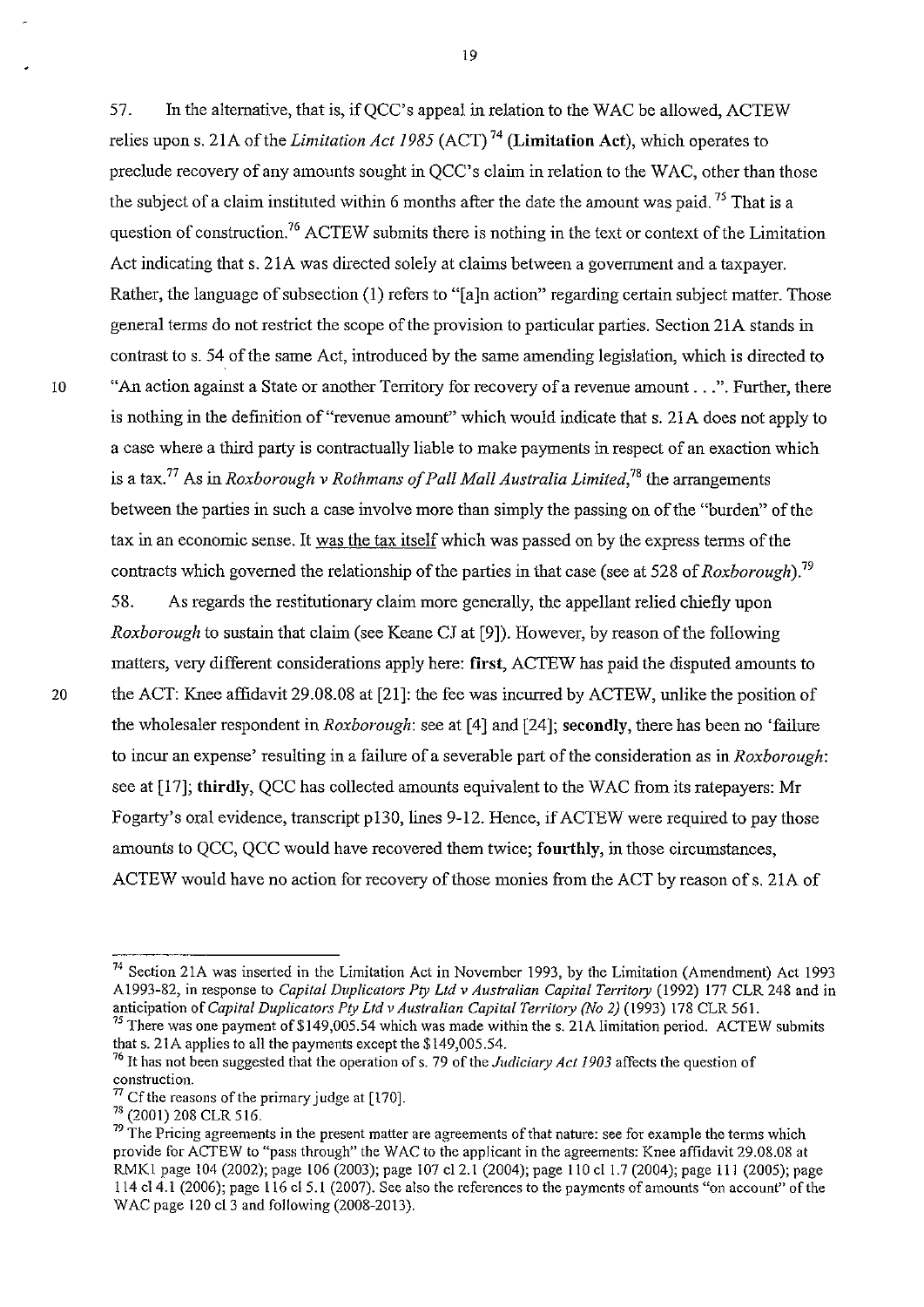57. In the alternative, that is, if QCC's appeal in relation to the WAC be allowed, ACTEW relies upon s. 21A of the *Limitation Act 1985* (ACT)[74] (**Limitation Act**), which operates to preclude recovery of any amounts sought in QCC's claim in relation to the WAC, other than those the subject of a claim instituted within 6 months after the date the amount was paid.[75] That is a question of construction.[76] ACTEW submits there is nothing in the text or context of the Limitation Act indicating that s. 21A was directed solely at claims between a government and a taxpayer. Rather, the language of subsection (1) refers to "[a]n action" regarding certain subject matter. Those general terms do not restrict the scope of the provision to particular parties. Section 21A stands in contrast to s. 54 of the same Act, introduced by the same amending legislation, which is directed to "An action against a State or another Territory for recovery of a revenue amount . . .". Further, there is nothing in the definition of "revenue amount" which would indicate that s. 21A does not apply to a case where a third party is contractually liable to make payments in respect of an exaction which is a tax.[77] As in *Roxborough v Rothmans of Pall Mall Australia Limited*,[78] the arrangements between the parties in such a case involve more than simply the passing on of the "burden" of the tax in an economic sense. It was the tax itself which was passed on by the express terms of the contracts which governed the relationship of the parties in that case (see at 528 of *Roxborough*).[79]

58. As regards the restitutionary claim more generally, the appellant relied chiefly upon *Roxborough* to sustain that claim (see Keane CJ at [9]). However, by reason of the following matters, very different considerations apply here: **first**, ACTEW has paid the disputed amounts to the ACT: Knee affidavit 29.08.08 at [21]: the fee was incurred by ACTEW, unlike the position of the wholesaler respondent in *Roxborough*: see at [4] and [24]; **secondly**, there has been no 'failure to incur an expense' resulting in a failure of a severable part of the consideration as in *Roxborough*: see at [17]; **thirdly**, QCC has collected amounts equivalent to the WAC from its ratepayers: Mr Fogarty's oral evidence, transcript p130, lines 9-12. Hence, if ACTEW were required to pay those amounts to QCC, QCC would have recovered them twice; **fourthly**, in those circumstances, ACTEW would have no action for recovery of those monies from the ACT by reason of s. 21A of

---

[74] Section 21A was inserted in the Limitation Act in November 1993, by the Limitation (Amendment) Act 1993 A1993-82, in response to *Capital Duplicators Pty Ltd v Australian Capital Territory* (1992) 177 CLR 248 and in anticipation of *Capital Duplicators Pty Ltd v Australian Capital Territory (No 2)* (1993) 178 CLR 561.

[75] There was one payment of $149,005.54 which was made within the s. 21A limitation period. ACTEW submits that s. 21A applies to all the payments except the $149,005.54.

[76] It has not been suggested that the operation of s. 79 of the *Judiciary Act 1903* affects the question of construction.

[77] Cf the reasons of the primary judge at [170].

[78] (2001) 208 CLR 516.

[79] The Pricing agreements in the present matter are agreements of that nature: see for example the terms which provide for ACTEW to "pass through" the WAC to the applicant in the agreements: Knee affidavit 29.08.08 at RMK1 page 104 (2002); page 106 (2003); page 107 cl 2.1 (2004); page 110 cl 1.7 (2004); page 111 (2005); page 114 cl 4.1 (2006); page 116 cl 5.1 (2007). See also the references to the payments of amounts "on account" of the WAC page 120 cl 3 and following (2008-2013).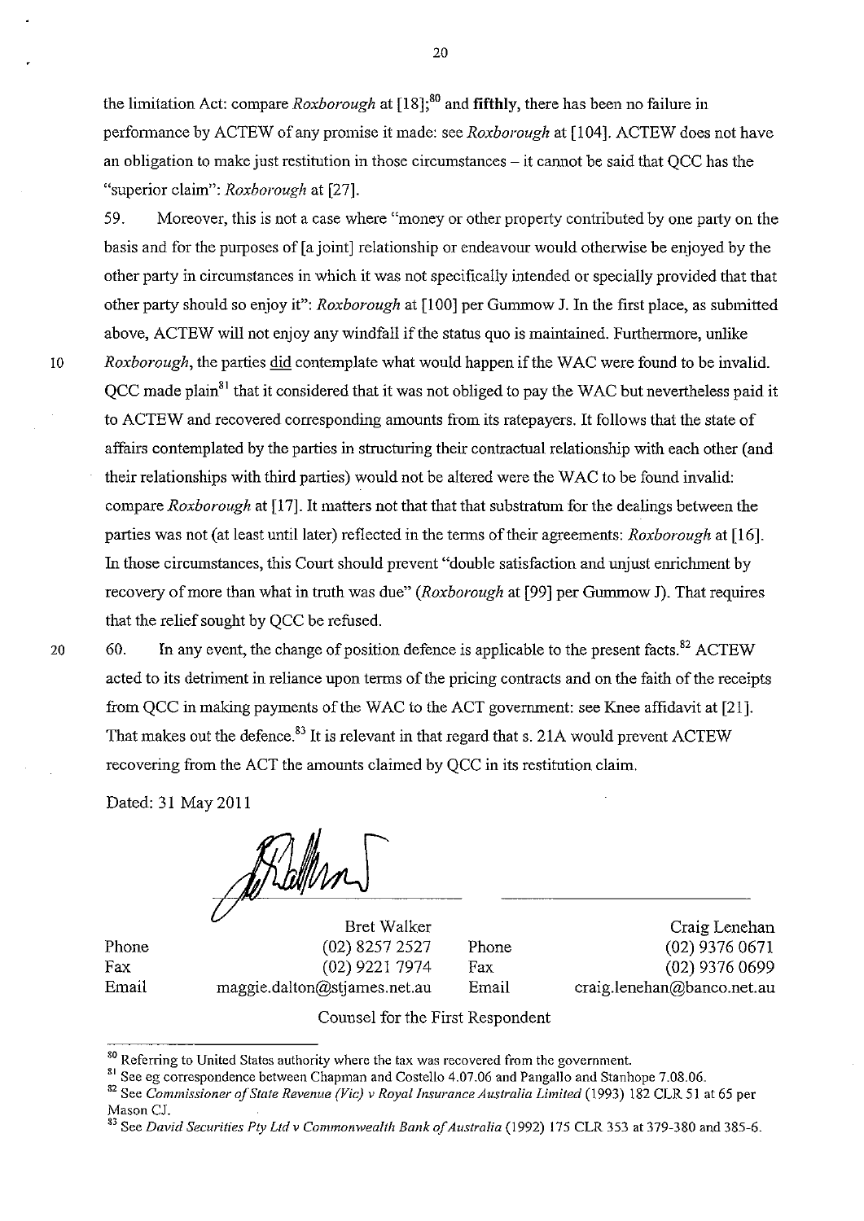the limitation Act: compare *Roxborough* at [18];[80] and **fifthly**, there has been no failure in performance by ACTEW of any promise it made: see *Roxborough* at [104]. ACTEW does not have an obligation to make just restitution in those circumstances – it cannot be said that QCC has the "superior claim": *Roxborough* at [27].

59. Moreover, this is not a case where "money or other property contributed by one party on the basis and for the purposes of [a joint] relationship or endeavour would otherwise be enjoyed by the other party in circumstances in which it was not specifically intended or specially provided that that other party should so enjoy it": *Roxborough* at [100] per Gummow J. In the first place, as submitted above, ACTEW will not enjoy any windfall if the status quo is maintained. Furthermore, unlike *Roxborough*, the parties did contemplate what would happen if the WAC were found to be invalid. QCC made plain[81] that it considered that it was not obliged to pay the WAC but nevertheless paid it to ACTEW and recovered corresponding amounts from its ratepayers. It follows that the state of affairs contemplated by the parties in structuring their contractual relationship with each other (and their relationships with third parties) would not be altered were the WAC to be found invalid: compare *Roxborough* at [17]. It matters not that that that substratum for the dealings between the parties was not (at least until later) reflected in the terms of their agreements: *Roxborough* at [16]. In those circumstances, this Court should prevent "double satisfaction and unjust enrichment by recovery of more than what in truth was due" (*Roxborough* at [99] per Gummow J). That requires that the relief sought by QCC be refused.

60. In any event, the change of position defence is applicable to the present facts.[82] ACTEW acted to its detriment in reliance upon terms of the pricing contracts and on the faith of the receipts from QCC in making payments of the WAC to the ACT government: see Knee affidavit at [21]. That makes out the defence.[83] It is relevant in that regard that s. 21A would prevent ACTEW recovering from the ACT the amounts claimed by QCC in its restitution claim.

Dated: 31 May 2011

| | | | |
|---|---|---|---|
| | Bret Walker | | Craig Lenehan |
| Phone | (02) 8257 2527 | Phone | (02) 9376 0671 |
| Fax | (02) 9221 7974 | Fax | (02) 9376 0699 |
| Email | maggie.dalton@stjames.net.au | Email | craig.lenehan@banco.net.au |

Counsel for the First Respondent

---

[80] Referring to United States authority where the tax was recovered from the government.

[81] See eg correspondence between Chapman and Costello 4.07.06 and Pangallo and Stanhope 7.08.06.

[82] See *Commissioner of State Revenue (Vic) v Royal Insurance Australia Limited* (1993) 182 CLR 51 at 65 per Mason CJ.

[83] See *David Securities Pty Ltd v Commonwealth Bank of Australia* (1992) 175 CLR 353 at 379-380 and 385-6.